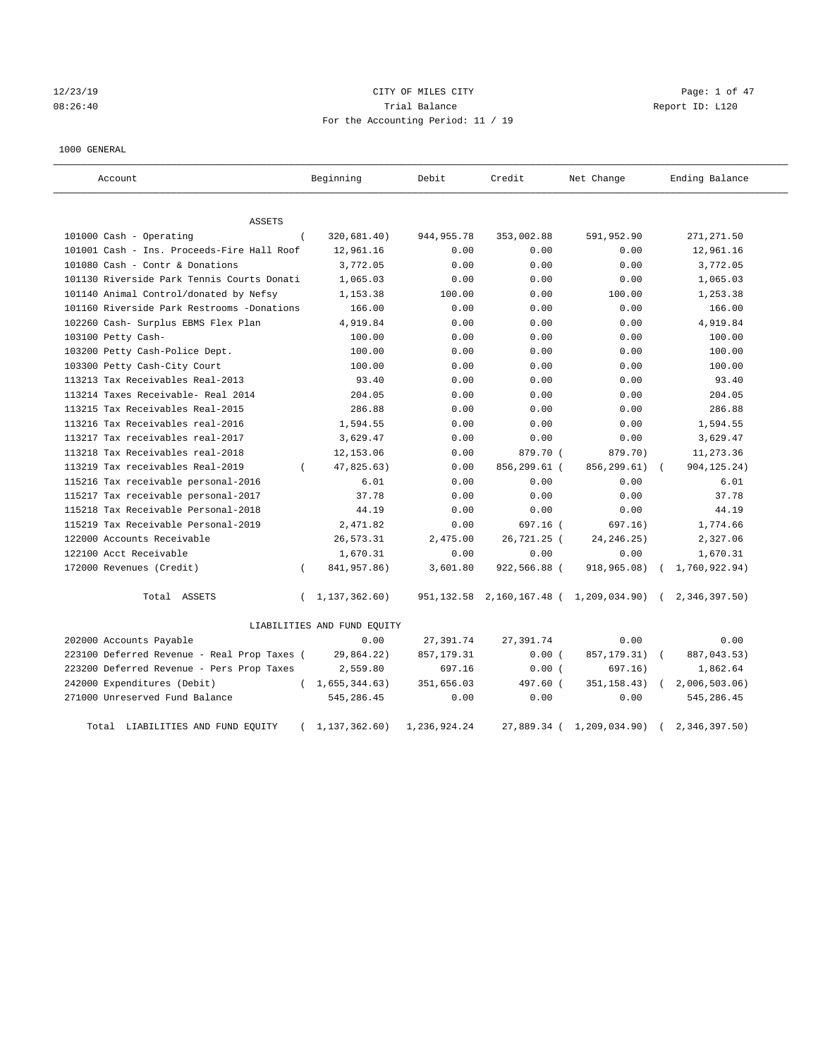12/23/19 CITY OF MILES CITY
08:26:40 Trial Balance Report ID: L120
For the Accounting Period: 11 / 19

1000 GENERAL

| Account | Beginning | Debit | Credit | Net Change | Ending Balance |
|---|---|---|---|---|---|
| ASSETS | | | | | |
| 101000 Cash - Operating | ( 320,681.40) | 944,955.78 | 353,002.88 | 591,952.90 | 271,271.50 |
| 101001 Cash - Ins. Proceeds-Fire Hall Roof | 12,961.16 | 0.00 | 0.00 | 0.00 | 12,961.16 |
| 101080 Cash - Contr & Donations | 3,772.05 | 0.00 | 0.00 | 0.00 | 3,772.05 |
| 101130 Riverside Park Tennis Courts Donati | 1,065.03 | 0.00 | 0.00 | 0.00 | 1,065.03 |
| 101140 Animal Control/donated by Nefsy | 1,153.38 | 100.00 | 0.00 | 100.00 | 1,253.38 |
| 101160 Riverside Park Restrooms -Donations | 166.00 | 0.00 | 0.00 | 0.00 | 166.00 |
| 102260 Cash- Surplus EBMS Flex Plan | 4,919.84 | 0.00 | 0.00 | 0.00 | 4,919.84 |
| 103100 Petty Cash- | 100.00 | 0.00 | 0.00 | 0.00 | 100.00 |
| 103200 Petty Cash-Police Dept. | 100.00 | 0.00 | 0.00 | 0.00 | 100.00 |
| 103300 Petty Cash-City Court | 100.00 | 0.00 | 0.00 | 0.00 | 100.00 |
| 113213 Tax Receivables Real-2013 | 93.40 | 0.00 | 0.00 | 0.00 | 93.40 |
| 113214 Taxes Receivable- Real 2014 | 204.05 | 0.00 | 0.00 | 0.00 | 204.05 |
| 113215 Tax Receivables Real-2015 | 286.88 | 0.00 | 0.00 | 0.00 | 286.88 |
| 113216 Tax Receivables real-2016 | 1,594.55 | 0.00 | 0.00 | 0.00 | 1,594.55 |
| 113217 Tax receivables real-2017 | 3,629.47 | 0.00 | 0.00 | 0.00 | 3,629.47 |
| 113218 Tax Receivables real-2018 | 12,153.06 | 0.00 | 879.70 | ( 879.70) | 11,273.36 |
| 113219 Tax receivables Real-2019 | ( 47,825.63) | 0.00 | 856,299.61 | ( 856,299.61) | ( 904,125.24) |
| 115216 Tax receivable personal-2016 | 6.01 | 0.00 | 0.00 | 0.00 | 6.01 |
| 115217 Tax receivable personal-2017 | 37.78 | 0.00 | 0.00 | 0.00 | 37.78 |
| 115218 Tax Receivable Personal-2018 | 44.19 | 0.00 | 0.00 | 0.00 | 44.19 |
| 115219 Tax Receivable Personal-2019 | 2,471.82 | 0.00 | 697.16 | ( 697.16) | 1,774.66 |
| 122000 Accounts Receivable | 26,573.31 | 2,475.00 | 26,721.25 | ( 24,246.25) | 2,327.06 |
| 122100 Acct Receivable | 1,670.31 | 0.00 | 0.00 | 0.00 | 1,670.31 |
| 172000 Revenues (Credit) | ( 841,957.86) | 3,601.80 | 922,566.88 | ( 918,965.08) | ( 1,760,922.94) |
| Total ASSETS | ( 1,137,362.60) | 951,132.58 | 2,160,167.48 | ( 1,209,034.90) | ( 2,346,397.50) |
| LIABILITIES AND FUND EQUITY | | | | | |
| 202000 Accounts Payable | 0.00 | 27,391.74 | 27,391.74 | 0.00 | 0.00 |
| 223100 Deferred Revenue - Real Prop Taxes | ( 29,864.22) | 857,179.31 | 0.00 | ( 857,179.31) | ( 887,043.53) |
| 223200 Deferred Revenue - Pers Prop Taxes | 2,559.80 | 697.16 | 0.00 | ( 697.16) | 1,862.64 |
| 242000 Expenditures (Debit) | ( 1,655,344.63) | 351,656.03 | 497.60 | ( 351,158.43) | ( 2,006,503.06) |
| 271000 Unreserved Fund Balance | 545,286.45 | 0.00 | 0.00 | 0.00 | 545,286.45 |
| Total LIABILITIES AND FUND EQUITY | ( 1,137,362.60) | 1,236,924.24 | 27,889.34 | ( 1,209,034.90) | ( 2,346,397.50) |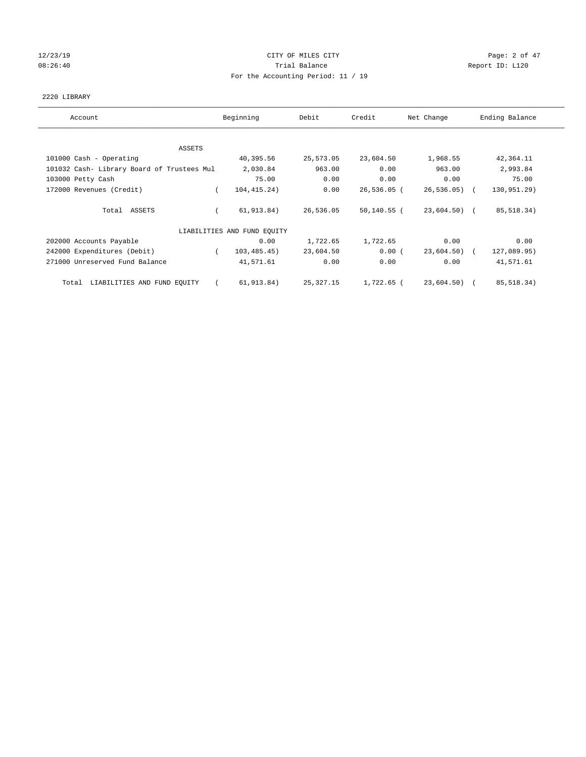12/23/19 CITY OF MILES CITY
08:26:40 Trial Balance Report ID: L120
For the Accounting Period: 11 / 19

2220 LIBRARY

| Account | Beginning | Debit | Credit | Net Change | Ending Balance |
|---|---|---|---|---|---|
| ASSETS | | | | | |
| 101000 Cash - Operating | 40,395.56 | 25,573.05 | 23,604.50 | 1,968.55 | 42,364.11 |
| 101032 Cash- Library Board of Trustees Mul | 2,030.84 | 963.00 | 0.00 | 963.00 | 2,993.84 |
| 103000 Petty Cash | 75.00 | 0.00 | 0.00 | 0.00 | 75.00 |
| 172000 Revenues (Credit) | ( 104,415.24) | 0.00 | 26,536.05 | ( 26,536.05) | ( 130,951.29) |
| Total ASSETS | ( 61,913.84) | 26,536.05 | 50,140.55 | ( 23,604.50) | ( 85,518.34) |
| LIABILITIES AND FUND EQUITY | | | | | |
| 202000 Accounts Payable | 0.00 | 1,722.65 | 1,722.65 | 0.00 | 0.00 |
| 242000 Expenditures (Debit) | ( 103,485.45) | 23,604.50 | 0.00 | ( 23,604.50) | ( 127,089.95) |
| 271000 Unreserved Fund Balance | 41,571.61 | 0.00 | 0.00 | 0.00 | 41,571.61 |
| Total LIABILITIES AND FUND EQUITY | ( 61,913.84) | 25,327.15 | 1,722.65 | ( 23,604.50) | ( 85,518.34) |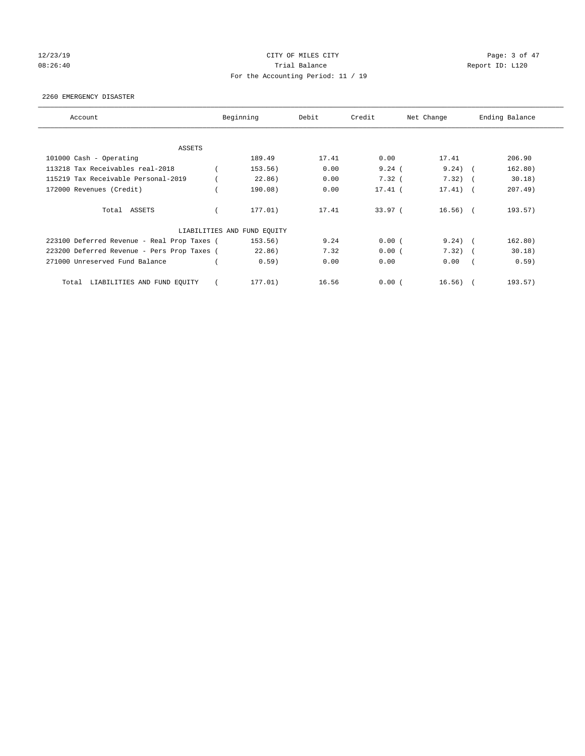CITY OF MILES CITY
Trial Balance
For the Accounting Period: 11 / 19

2260 EMERGENCY DISASTER

| Account | Beginning | Debit | Credit | Net Change | Ending Balance |
|---|---|---|---|---|---|
| **ASSETS** | | | | | |
| 101000 Cash - Operating | 189.49 | 17.41 | 0.00 | 17.41 | 206.90 |
| 113218 Tax Receivables real-2018 | ( 153.56) | 0.00 | 9.24 | ( 9.24) | ( 162.80) |
| 115219 Tax Receivable Personal-2019 | ( 22.86) | 0.00 | 7.32 | ( 7.32) | ( 30.18) |
| 172000 Revenues (Credit) | ( 190.08) | 0.00 | 17.41 | ( 17.41) | ( 207.49) |
| Total ASSETS | ( 177.01) | 17.41 | 33.97 | ( 16.56) | ( 193.57) |
| **LIABILITIES AND FUND EQUITY** | | | | | |
| 223100 Deferred Revenue - Real Prop Taxes | ( 153.56) | 9.24 | 0.00 | ( 9.24) | ( 162.80) |
| 223200 Deferred Revenue - Pers Prop Taxes | ( 22.86) | 7.32 | 0.00 | ( 7.32) | ( 30.18) |
| 271000 Unreserved Fund Balance | ( 0.59) | 0.00 | 0.00 | 0.00 | ( 0.59) |
| Total LIABILITIES AND FUND EQUITY | ( 177.01) | 16.56 | 0.00 | ( 16.56) | ( 193.57) |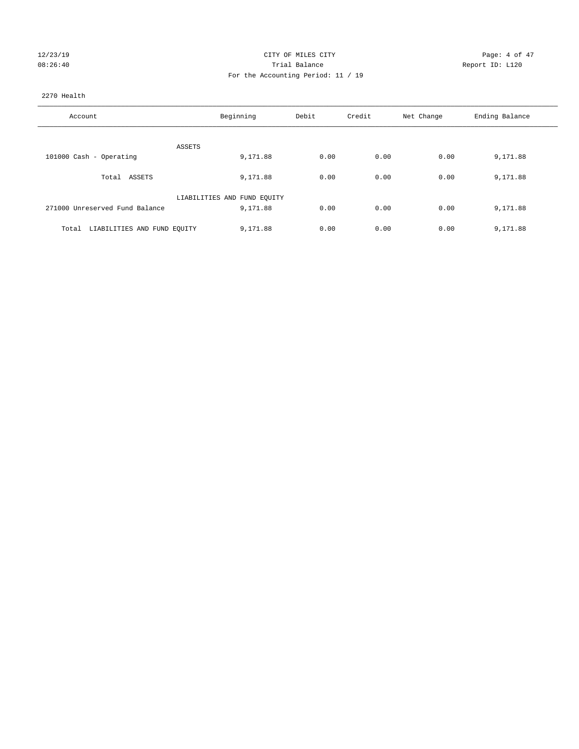CITY OF MILES CITY

Trial Balance

For the Accounting Period: 11 / 19

12/23/19 08:26:40 — Report ID: L120

2270 Health

| Account | Beginning | Debit | Credit | Net Change | Ending Balance |
|---|---|---|---|---|---|
| ASSETS | | | | | |
| 101000 Cash - Operating | 9,171.88 | 0.00 | 0.00 | 0.00 | 9,171.88 |
| Total ASSETS | 9,171.88 | 0.00 | 0.00 | 0.00 | 9,171.88 |
| LIABILITIES AND FUND EQUITY | | | | | |
| 271000 Unreserved Fund Balance | 9,171.88 | 0.00 | 0.00 | 0.00 | 9,171.88 |
| Total LIABILITIES AND FUND EQUITY | 9,171.88 | 0.00 | 0.00 | 0.00 | 9,171.88 |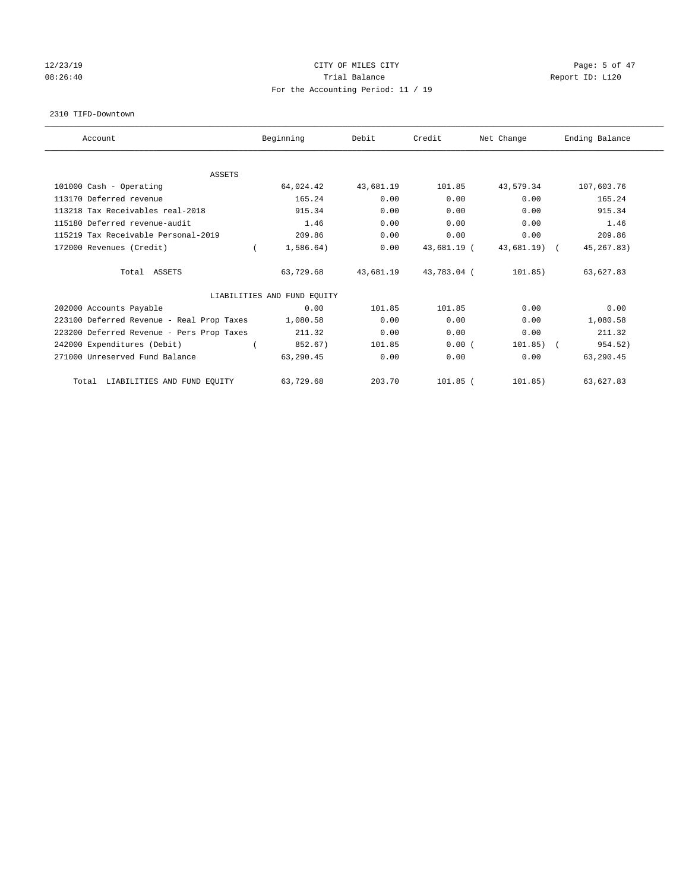CITY OF MILES CITY

Trial Balance

For the Accounting Period: 11 / 19

12/23/19 08:26:40 — Report ID: L120

2310 TIFD-Downtown

| Account | Beginning | Debit | Credit | Net Change | Ending Balance |
|---|---|---|---|---|---|
| ASSETS | | | | | |
| 101000 Cash - Operating | 64,024.42 | 43,681.19 | 101.85 | 43,579.34 | 107,603.76 |
| 113170 Deferred revenue | 165.24 | 0.00 | 0.00 | 0.00 | 165.24 |
| 113218 Tax Receivables real-2018 | 915.34 | 0.00 | 0.00 | 0.00 | 915.34 |
| 115180 Deferred revenue-audit | 1.46 | 0.00 | 0.00 | 0.00 | 1.46 |
| 115219 Tax Receivable Personal-2019 | 209.86 | 0.00 | 0.00 | 0.00 | 209.86 |
| 172000 Revenues (Credit) | ( 1,586.64) | 0.00 | 43,681.19 | ( 43,681.19) | ( 45,267.83) |
| Total ASSETS | 63,729.68 | 43,681.19 | 43,783.04 | ( 101.85) | 63,627.83 |
| LIABILITIES AND FUND EQUITY | | | | | |
| 202000 Accounts Payable | 0.00 | 101.85 | 101.85 | 0.00 | 0.00 |
| 223100 Deferred Revenue - Real Prop Taxes | 1,080.58 | 0.00 | 0.00 | 0.00 | 1,080.58 |
| 223200 Deferred Revenue - Pers Prop Taxes | 211.32 | 0.00 | 0.00 | 0.00 | 211.32 |
| 242000 Expenditures (Debit) | ( 852.67) | 101.85 | 0.00 | ( 101.85) | ( 954.52) |
| 271000 Unreserved Fund Balance | 63,290.45 | 0.00 | 0.00 | 0.00 | 63,290.45 |
| Total LIABILITIES AND FUND EQUITY | 63,729.68 | 203.70 | 101.85 | ( 101.85) | 63,627.83 |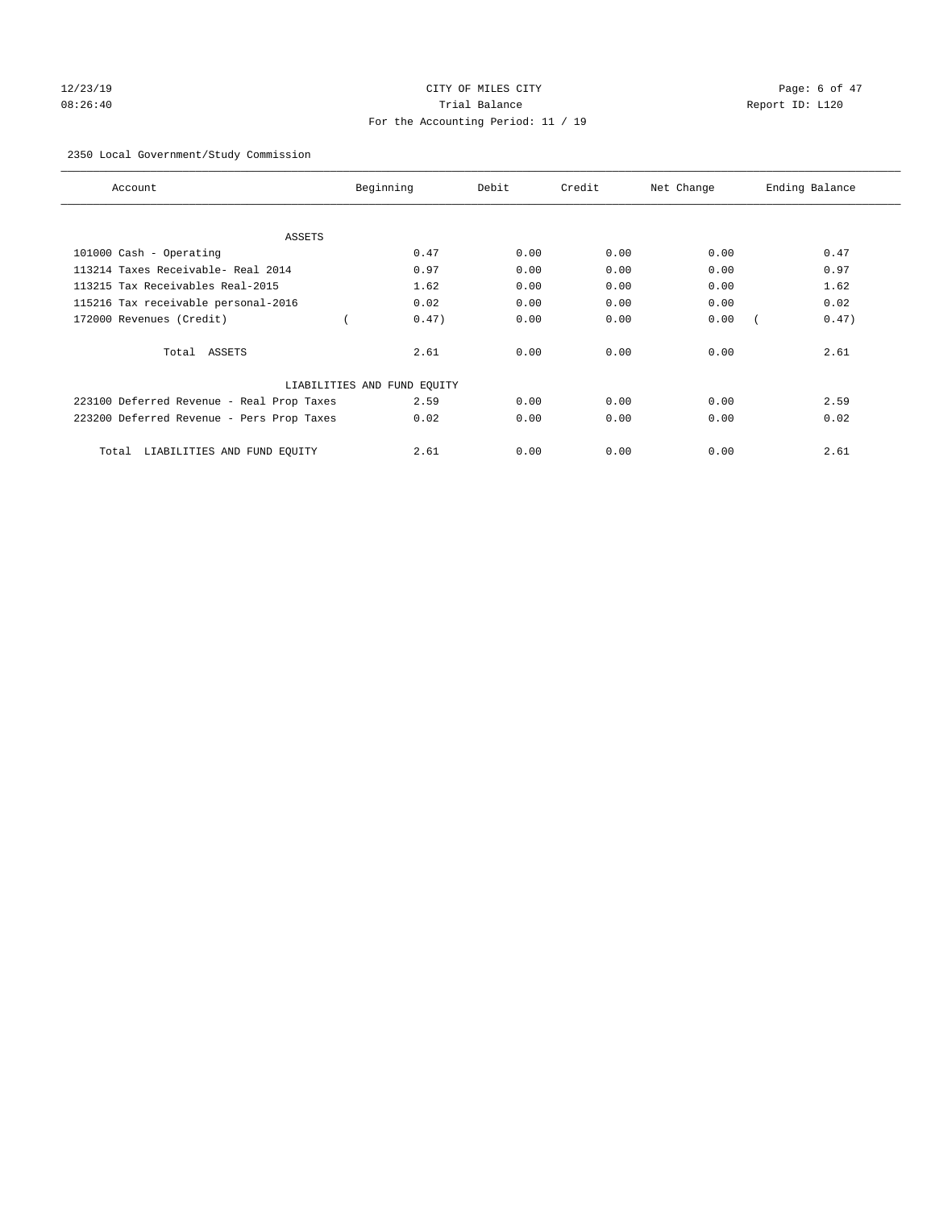12/23/19 CITY OF MILES CITY
08:26:40 Trial Balance Report ID: L120
For the Accounting Period: 11 / 19

2350 Local Government/Study Commission

| Account | Beginning | Debit | Credit | Net Change | Ending Balance |
|---|---|---|---|---|---|
| ASSETS | | | | | |
| 101000 Cash - Operating | 0.47 | 0.00 | 0.00 | 0.00 | 0.47 |
| 113214 Taxes Receivable- Real 2014 | 0.97 | 0.00 | 0.00 | 0.00 | 0.97 |
| 113215 Tax Receivables Real-2015 | 1.62 | 0.00 | 0.00 | 0.00 | 1.62 |
| 115216 Tax receivable personal-2016 | 0.02 | 0.00 | 0.00 | 0.00 | 0.02 |
| 172000 Revenues (Credit) | ( 0.47) | 0.00 | 0.00 | 0.00 | ( 0.47) |
| Total ASSETS | 2.61 | 0.00 | 0.00 | 0.00 | 2.61 |
| LIABILITIES AND FUND EQUITY | | | | | |
| 223100 Deferred Revenue - Real Prop Taxes | 2.59 | 0.00 | 0.00 | 0.00 | 2.59 |
| 223200 Deferred Revenue - Pers Prop Taxes | 0.02 | 0.00 | 0.00 | 0.00 | 0.02 |
| Total LIABILITIES AND FUND EQUITY | 2.61 | 0.00 | 0.00 | 0.00 | 2.61 |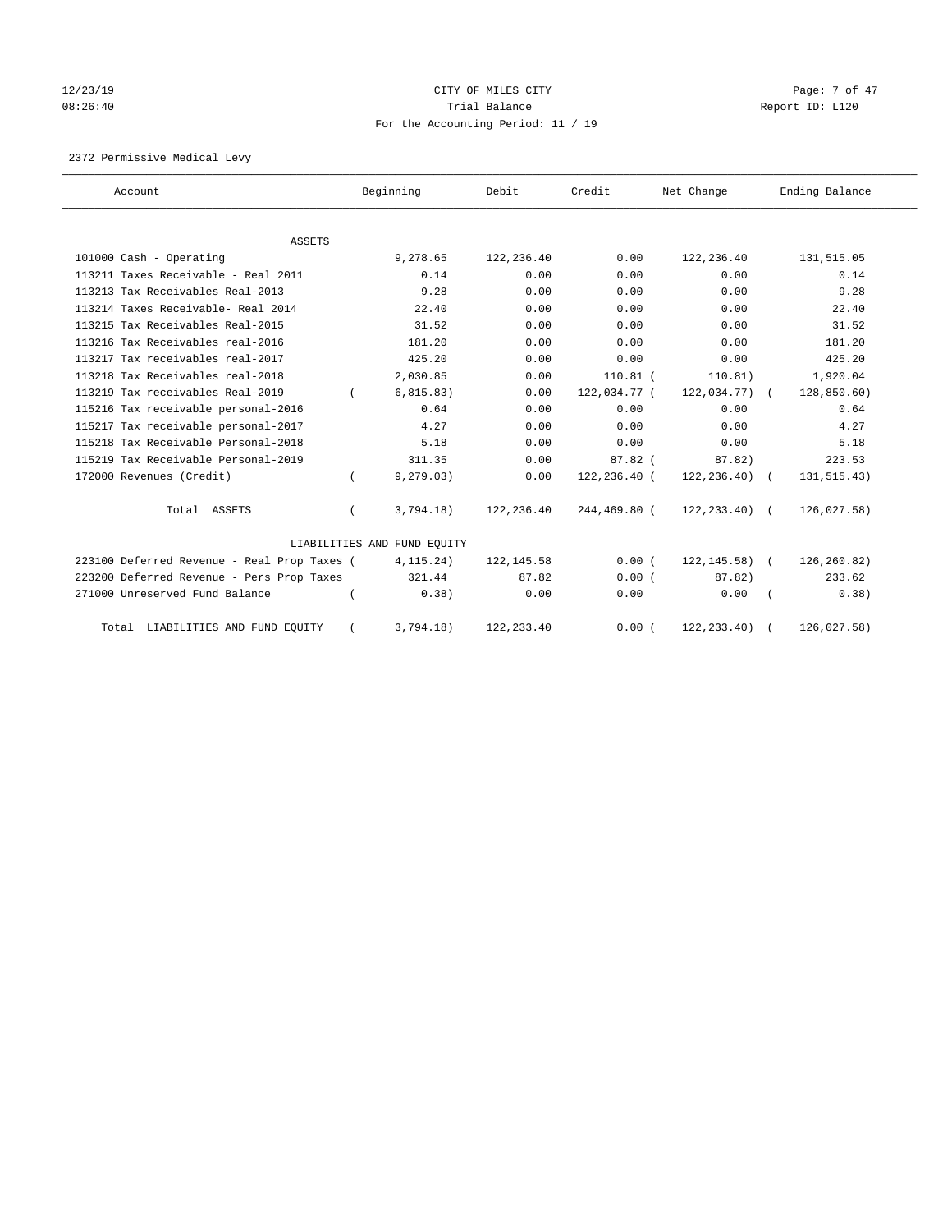CITY OF MILES CITY

Trial Balance

For the Accounting Period: 11 / 19

12/23/19
08:26:40

Report ID: L120

2372 Permissive Medical Levy

| Account | Beginning | Debit | Credit | Net Change | Ending Balance |
|---|---|---|---|---|---|
| ASSETS | | | | | |
| 101000 Cash - Operating | 9,278.65 | 122,236.40 | 0.00 | 122,236.40 | 131,515.05 |
| 113211 Taxes Receivable - Real 2011 | 0.14 | 0.00 | 0.00 | 0.00 | 0.14 |
| 113213 Tax Receivables Real-2013 | 9.28 | 0.00 | 0.00 | 0.00 | 9.28 |
| 113214 Taxes Receivable- Real 2014 | 22.40 | 0.00 | 0.00 | 0.00 | 22.40 |
| 113215 Tax Receivables Real-2015 | 31.52 | 0.00 | 0.00 | 0.00 | 31.52 |
| 113216 Tax Receivables real-2016 | 181.20 | 0.00 | 0.00 | 0.00 | 181.20 |
| 113217 Tax receivables real-2017 | 425.20 | 0.00 | 0.00 | 0.00 | 425.20 |
| 113218 Tax Receivables real-2018 | 2,030.85 | 0.00 | 110.81 | ( 110.81) | 1,920.04 |
| 113219 Tax receivables Real-2019 | ( 6,815.83) | 0.00 | 122,034.77 | ( 122,034.77) | ( 128,850.60) |
| 115216 Tax receivable personal-2016 | 0.64 | 0.00 | 0.00 | 0.00 | 0.64 |
| 115217 Tax receivable personal-2017 | 4.27 | 0.00 | 0.00 | 0.00 | 4.27 |
| 115218 Tax Receivable Personal-2018 | 5.18 | 0.00 | 0.00 | 0.00 | 5.18 |
| 115219 Tax Receivable Personal-2019 | 311.35 | 0.00 | 87.82 | ( 87.82) | 223.53 |
| 172000 Revenues (Credit) | ( 9,279.03) | 0.00 | 122,236.40 | ( 122,236.40) | ( 131,515.43) |
| Total ASSETS | ( 3,794.18) | 122,236.40 | 244,469.80 | ( 122,233.40) | ( 126,027.58) |
| LIABILITIES AND FUND EQUITY | | | | | |
| 223100 Deferred Revenue - Real Prop Taxes | ( 4,115.24) | 122,145.58 | 0.00 | ( 122,145.58) | ( 126,260.82) |
| 223200 Deferred Revenue - Pers Prop Taxes | 321.44 | 87.82 | 0.00 | ( 87.82) | 233.62 |
| 271000 Unreserved Fund Balance | ( 0.38) | 0.00 | 0.00 | 0.00 | ( 0.38) |
| Total LIABILITIES AND FUND EQUITY | ( 3,794.18) | 122,233.40 | 0.00 | ( 122,233.40) | ( 126,027.58) |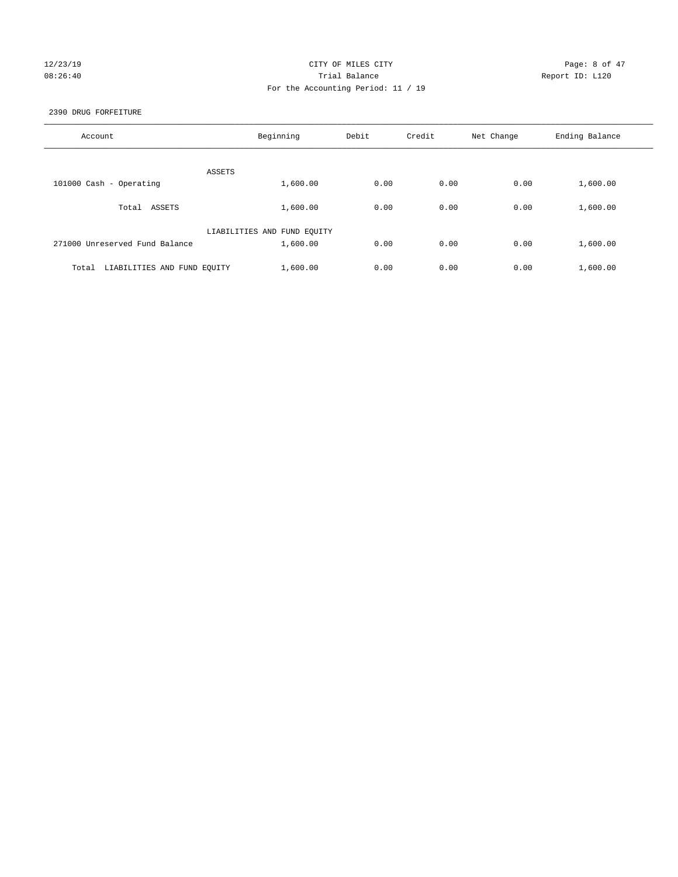CITY OF MILES CITY
Trial Balance
For the Accounting Period: 11 / 19

12/23/19
08:26:40

Report ID: L120

2390 DRUG FORFEITURE

| Account | Beginning | Debit | Credit | Net Change | Ending Balance |
|---|---|---|---|---|---|
| ASSETS | | | | | |
| 101000 Cash - Operating | 1,600.00 | 0.00 | 0.00 | 0.00 | 1,600.00 |
| Total ASSETS | 1,600.00 | 0.00 | 0.00 | 0.00 | 1,600.00 |
| LIABILITIES AND FUND EQUITY | | | | | |
| 271000 Unreserved Fund Balance | 1,600.00 | 0.00 | 0.00 | 0.00 | 1,600.00 |
| Total LIABILITIES AND FUND EQUITY | 1,600.00 | 0.00 | 0.00 | 0.00 | 1,600.00 |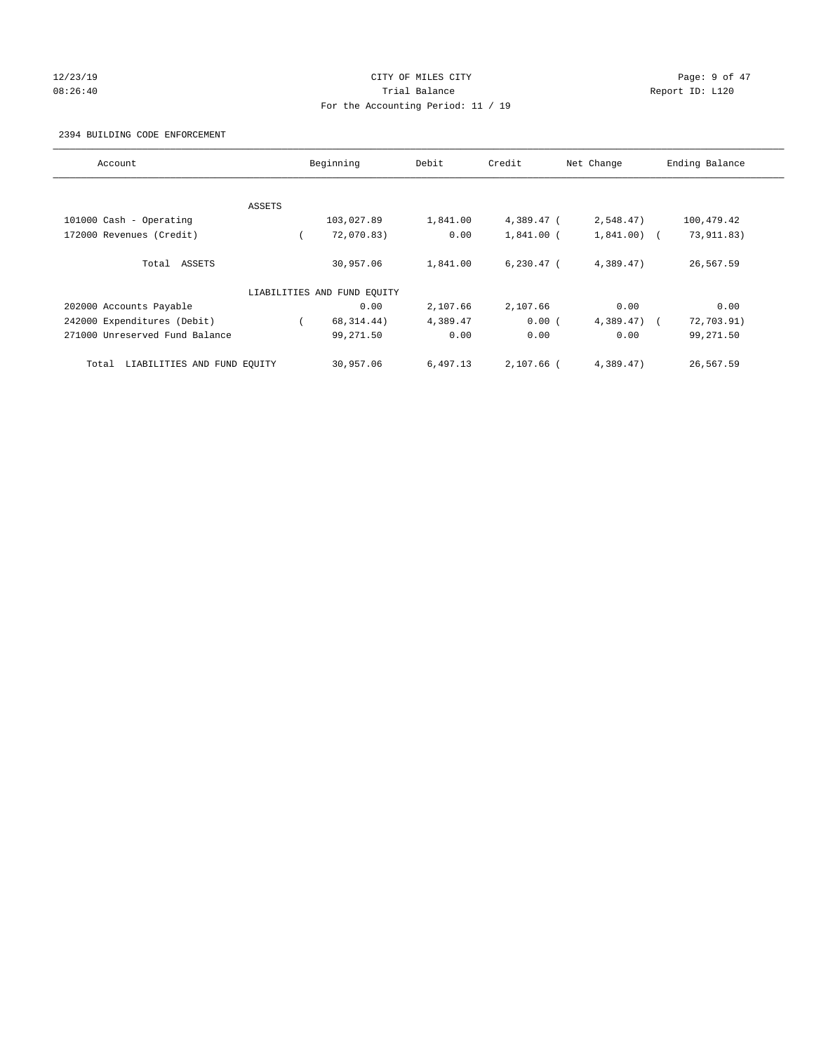12/23/19 CITY OF MILES CITY
08:26:40 Trial Balance Report ID: L120
For the Accounting Period: 11 / 19

2394 BUILDING CODE ENFORCEMENT

| Account | Beginning | Debit | Credit | Net Change | Ending Balance |
|---|---|---|---|---|---|
| ASSETS | | | | | |
| 101000 Cash - Operating | 103,027.89 | 1,841.00 | 4,389.47 | ( 2,548.47) | 100,479.42 |
| 172000 Revenues (Credit) | ( 72,070.83) | 0.00 | 1,841.00 | ( 1,841.00) | ( 73,911.83) |
| Total ASSETS | 30,957.06 | 1,841.00 | 6,230.47 | ( 4,389.47) | 26,567.59 |
| LIABILITIES AND FUND EQUITY | | | | | |
| 202000 Accounts Payable | 0.00 | 2,107.66 | 2,107.66 | 0.00 | 0.00 |
| 242000 Expenditures (Debit) | ( 68,314.44) | 4,389.47 | 0.00 | ( 4,389.47) | ( 72,703.91) |
| 271000 Unreserved Fund Balance | 99,271.50 | 0.00 | 0.00 | 0.00 | 99,271.50 |
| Total LIABILITIES AND FUND EQUITY | 30,957.06 | 6,497.13 | 2,107.66 | ( 4,389.47) | 26,567.59 |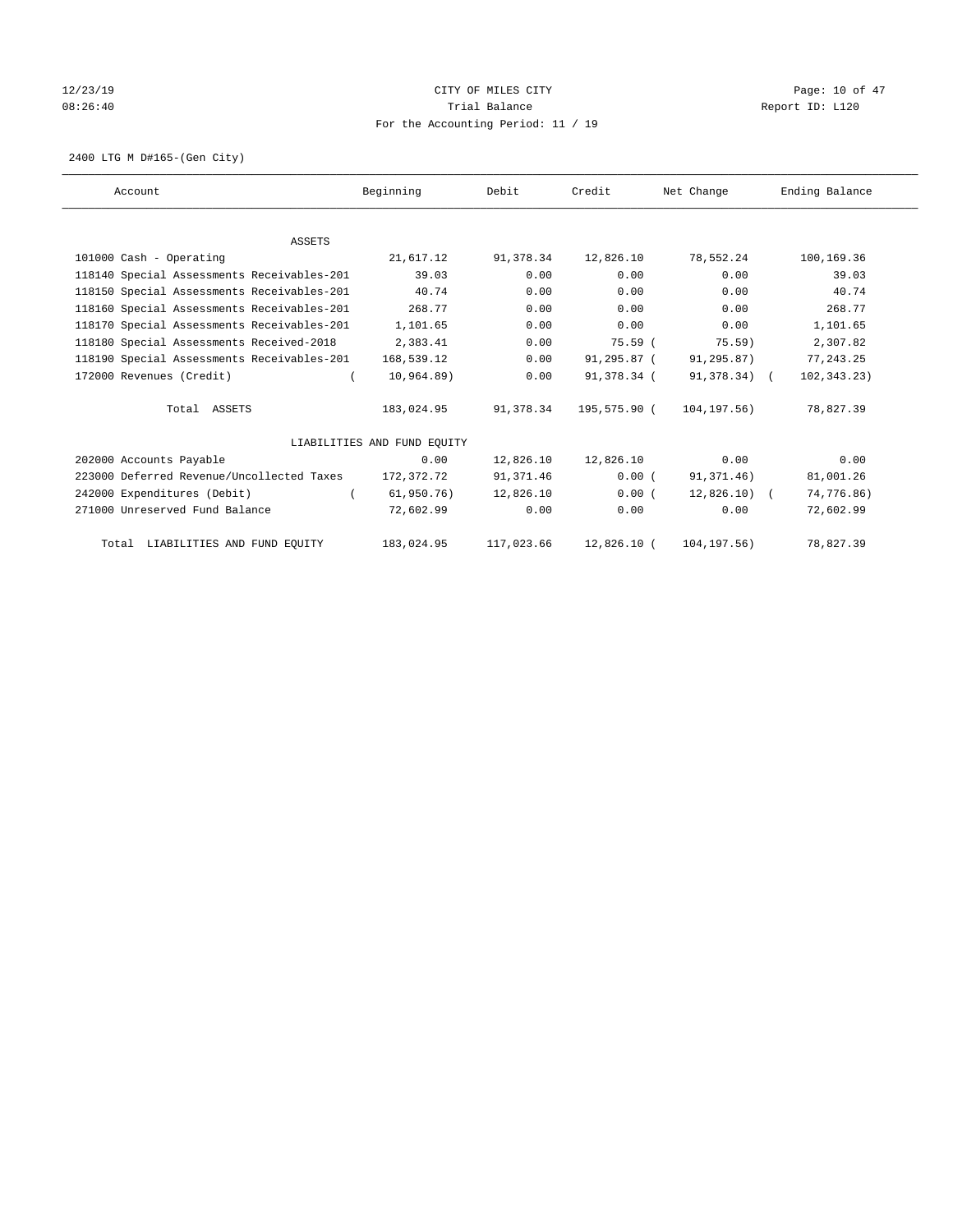CITY OF MILES CITY
Trial Balance
For the Accounting Period: 11 / 19

12/23/19
08:26:40

Report ID: L120

2400 LTG M D#165-(Gen City)

| Account | Beginning | Debit | Credit | Net Change | Ending Balance |
|---|---|---|---|---|---|
| ASSETS | | | | | |
| 101000 Cash - Operating | 21,617.12 | 91,378.34 | 12,826.10 | 78,552.24 | 100,169.36 |
| 118140 Special Assessments Receivables-201 | 39.03 | 0.00 | 0.00 | 0.00 | 39.03 |
| 118150 Special Assessments Receivables-201 | 40.74 | 0.00 | 0.00 | 0.00 | 40.74 |
| 118160 Special Assessments Receivables-201 | 268.77 | 0.00 | 0.00 | 0.00 | 268.77 |
| 118170 Special Assessments Receivables-201 | 1,101.65 | 0.00 | 0.00 | 0.00 | 1,101.65 |
| 118180 Special Assessments Received-2018 | 2,383.41 | 0.00 | 75.59 | ( 75.59) | 2,307.82 |
| 118190 Special Assessments Receivables-201 | 168,539.12 | 0.00 | 91,295.87 | ( 91,295.87) | 77,243.25 |
| 172000 Revenues (Credit) | ( 10,964.89) | 0.00 | 91,378.34 | ( 91,378.34) | ( 102,343.23) |
| Total ASSETS | 183,024.95 | 91,378.34 | 195,575.90 | ( 104,197.56) | 78,827.39 |
| LIABILITIES AND FUND EQUITY | | | | | |
| 202000 Accounts Payable | 0.00 | 12,826.10 | 12,826.10 | 0.00 | 0.00 |
| 223000 Deferred Revenue/Uncollected Taxes | 172,372.72 | 91,371.46 | 0.00 | ( 91,371.46) | 81,001.26 |
| 242000 Expenditures (Debit) | ( 61,950.76) | 12,826.10 | 0.00 | ( 12,826.10) | ( 74,776.86) |
| 271000 Unreserved Fund Balance | 72,602.99 | 0.00 | 0.00 | 0.00 | 72,602.99 |
| Total LIABILITIES AND FUND EQUITY | 183,024.95 | 117,023.66 | 12,826.10 | ( 104,197.56) | 78,827.39 |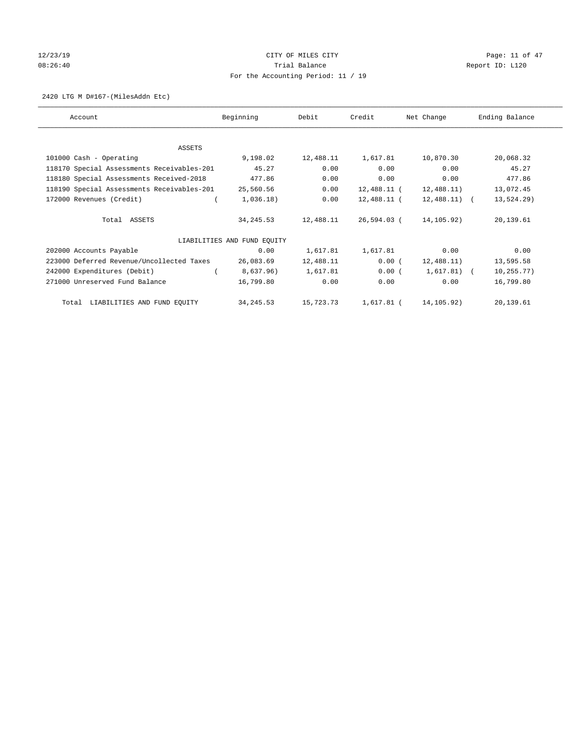CITY OF MILES CITY
Trial Balance
For the Accounting Period: 11 / 19

12/23/19
08:26:40

Report ID: L120

2420 LTG M D#167-(MilesAddn Etc)

| Account | Beginning | Debit | Credit | Net Change | Ending Balance |
|---|---|---|---|---|---|
| ASSETS | | | | | |
| 101000 Cash - Operating | 9,198.02 | 12,488.11 | 1,617.81 | 10,870.30 | 20,068.32 |
| 118170 Special Assessments Receivables-201 | 45.27 | 0.00 | 0.00 | 0.00 | 45.27 |
| 118180 Special Assessments Received-2018 | 477.86 | 0.00 | 0.00 | 0.00 | 477.86 |
| 118190 Special Assessments Receivables-201 | 25,560.56 | 0.00 | 12,488.11 | ( 12,488.11) | 13,072.45 |
| 172000 Revenues (Credit) | ( 1,036.18) | 0.00 | 12,488.11 | ( 12,488.11) | ( 13,524.29) |
| Total ASSETS | 34,245.53 | 12,488.11 | 26,594.03 | ( 14,105.92) | 20,139.61 |
| LIABILITIES AND FUND EQUITY | | | | | |
| 202000 Accounts Payable | 0.00 | 1,617.81 | 1,617.81 | 0.00 | 0.00 |
| 223000 Deferred Revenue/Uncollected Taxes | 26,083.69 | 12,488.11 | 0.00 | ( 12,488.11) | 13,595.58 |
| 242000 Expenditures (Debit) | ( 8,637.96) | 1,617.81 | 0.00 | ( 1,617.81) | ( 10,255.77) |
| 271000 Unreserved Fund Balance | 16,799.80 | 0.00 | 0.00 | 0.00 | 16,799.80 |
| Total LIABILITIES AND FUND EQUITY | 34,245.53 | 15,723.73 | 1,617.81 | ( 14,105.92) | 20,139.61 |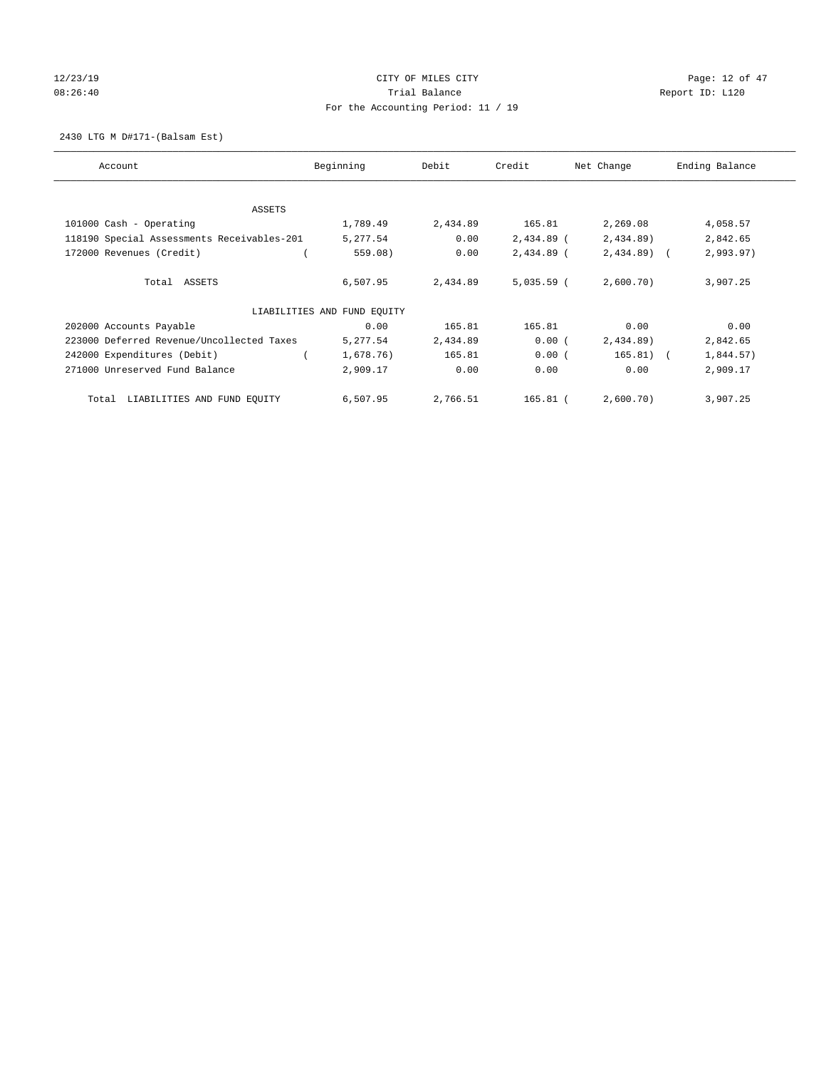CITY OF MILES CITY
Trial Balance
For the Accounting Period: 11 / 19

12/23/19
08:26:40

Report ID: L120

2430 LTG M D#171-(Balsam Est)

| Account | Beginning | Debit | Credit | Net Change | Ending Balance |
|---|---|---|---|---|---|
| ASSETS | | | | | |
| 101000 Cash - Operating | 1,789.49 | 2,434.89 | 165.81 | 2,269.08 | 4,058.57 |
| 118190 Special Assessments Receivables-201 | 5,277.54 | 0.00 | 2,434.89 | (2,434.89) | 2,842.65 |
| 172000 Revenues (Credit) | (559.08) | 0.00 | 2,434.89 | (2,434.89) | (2,993.97) |
| Total ASSETS | 6,507.95 | 2,434.89 | 5,035.59 | (2,600.70) | 3,907.25 |
| LIABILITIES AND FUND EQUITY | | | | | |
| 202000 Accounts Payable | 0.00 | 165.81 | 165.81 | 0.00 | 0.00 |
| 223000 Deferred Revenue/Uncollected Taxes | 5,277.54 | 2,434.89 | 0.00 | (2,434.89) | 2,842.65 |
| 242000 Expenditures (Debit) | (1,678.76) | 165.81 | 0.00 | (165.81) | (1,844.57) |
| 271000 Unreserved Fund Balance | 2,909.17 | 0.00 | 0.00 | 0.00 | 2,909.17 |
| Total LIABILITIES AND FUND EQUITY | 6,507.95 | 2,766.51 | 165.81 | (2,600.70) | 3,907.25 |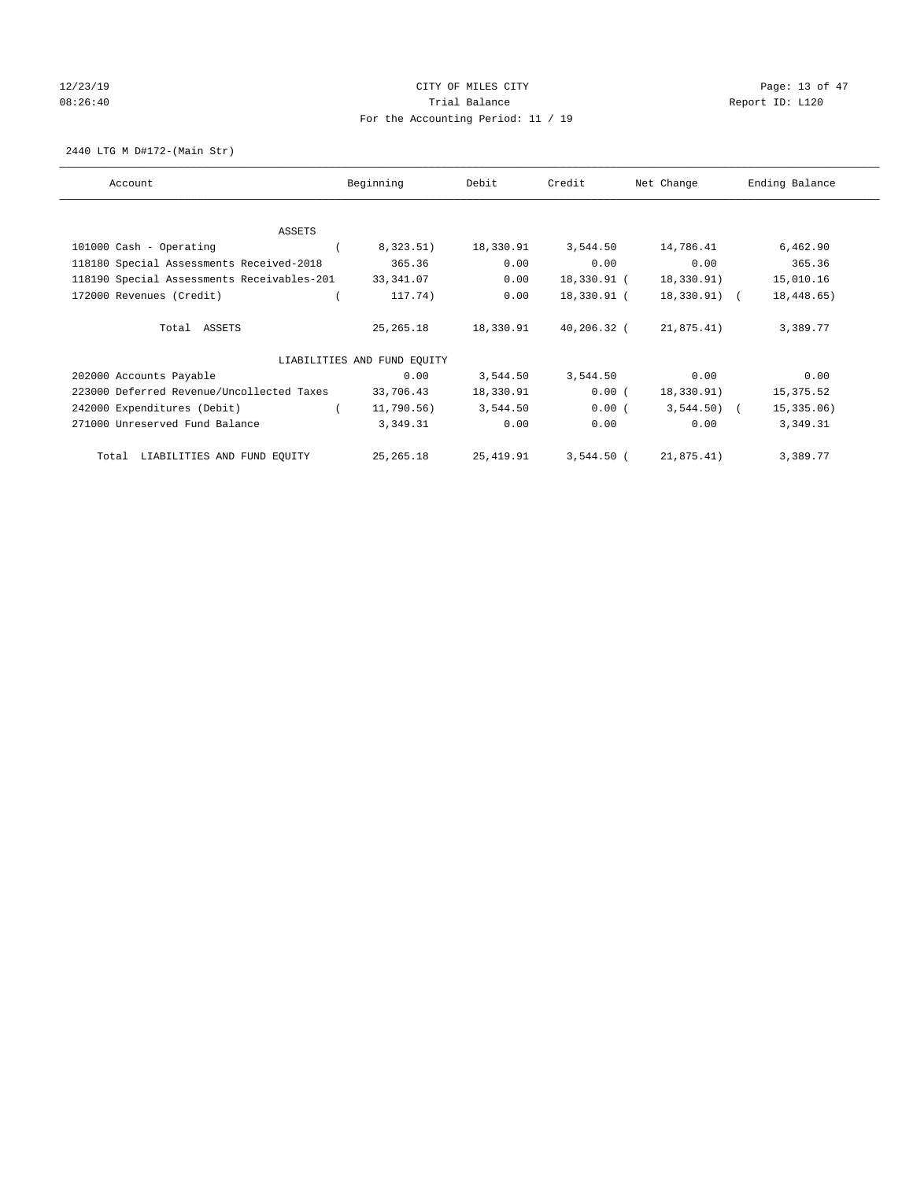CITY OF MILES CITY

Trial Balance

For the Accounting Period: 11 / 19

2440 LTG M D#172-(Main Str)

| Account | Beginning | Debit | Credit | Net Change | Ending Balance |
|---|---|---|---|---|---|
| ASSETS | | | | | |
| 101000 Cash - Operating | ( 8,323.51) | 18,330.91 | 3,544.50 | 14,786.41 | 6,462.90 |
| 118180 Special Assessments Received-2018 | 365.36 | 0.00 | 0.00 | 0.00 | 365.36 |
| 118190 Special Assessments Receivables-201 | 33,341.07 | 0.00 | 18,330.91 | ( 18,330.91) | 15,010.16 |
| 172000 Revenues (Credit) | ( 117.74) | 0.00 | 18,330.91 | ( 18,330.91) | ( 18,448.65) |
| Total ASSETS | 25,265.18 | 18,330.91 | 40,206.32 | ( 21,875.41) | 3,389.77 |
| LIABILITIES AND FUND EQUITY | | | | | |
| 202000 Accounts Payable | 0.00 | 3,544.50 | 3,544.50 | 0.00 | 0.00 |
| 223000 Deferred Revenue/Uncollected Taxes | 33,706.43 | 18,330.91 | 0.00 | ( 18,330.91) | 15,375.52 |
| 242000 Expenditures (Debit) | ( 11,790.56) | 3,544.50 | 0.00 | ( 3,544.50) | ( 15,335.06) |
| 271000 Unreserved Fund Balance | 3,349.31 | 0.00 | 0.00 | 0.00 | 3,349.31 |
| Total LIABILITIES AND FUND EQUITY | 25,265.18 | 25,419.91 | 3,544.50 | ( 21,875.41) | 3,389.77 |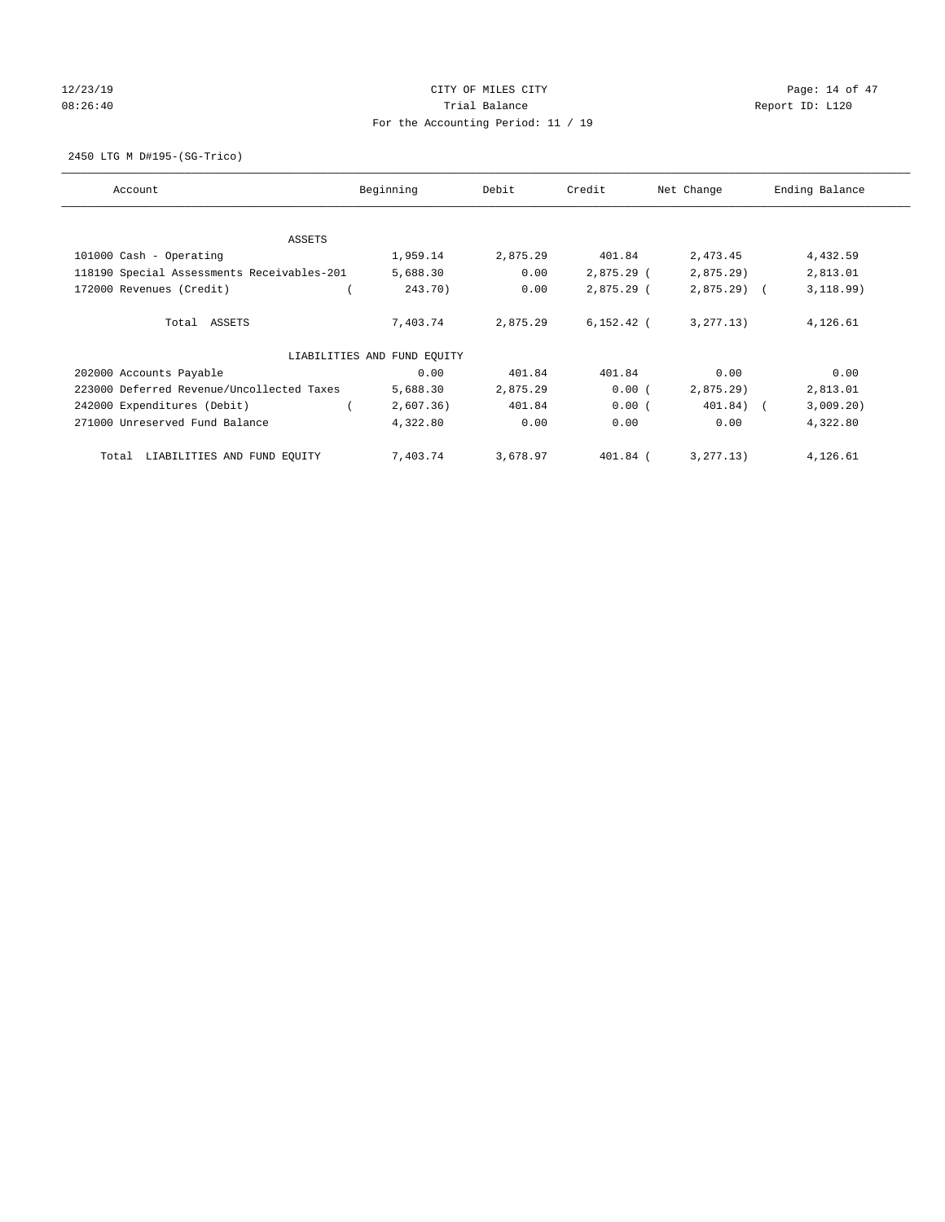12/23/19 CITY OF MILES CITY
08:26:40 Trial Balance Report ID: L120
For the Accounting Period: 11 / 19

2450 LTG M D#195-(SG-Trico)

| Account | Beginning | Debit | Credit | Net Change | Ending Balance |
|---|---|---|---|---|---|
| ASSETS | | | | | |
| 101000 Cash - Operating | 1,959.14 | 2,875.29 | 401.84 | 2,473.45 | 4,432.59 |
| 118190 Special Assessments Receivables-201 | 5,688.30 | 0.00 | 2,875.29 | ( 2,875.29) | 2,813.01 |
| 172000 Revenues (Credit) | ( 243.70) | 0.00 | 2,875.29 | ( 2,875.29) | ( 3,118.99) |
| Total ASSETS | 7,403.74 | 2,875.29 | 6,152.42 | ( 3,277.13) | 4,126.61 |
| LIABILITIES AND FUND EQUITY | | | | | |
| 202000 Accounts Payable | 0.00 | 401.84 | 401.84 | 0.00 | 0.00 |
| 223000 Deferred Revenue/Uncollected Taxes | 5,688.30 | 2,875.29 | 0.00 | ( 2,875.29) | 2,813.01 |
| 242000 Expenditures (Debit) | ( 2,607.36) | 401.84 | 0.00 | ( 401.84) | ( 3,009.20) |
| 271000 Unreserved Fund Balance | 4,322.80 | 0.00 | 0.00 | 0.00 | 4,322.80 |
| Total LIABILITIES AND FUND EQUITY | 7,403.74 | 3,678.97 | 401.84 | ( 3,277.13) | 4,126.61 |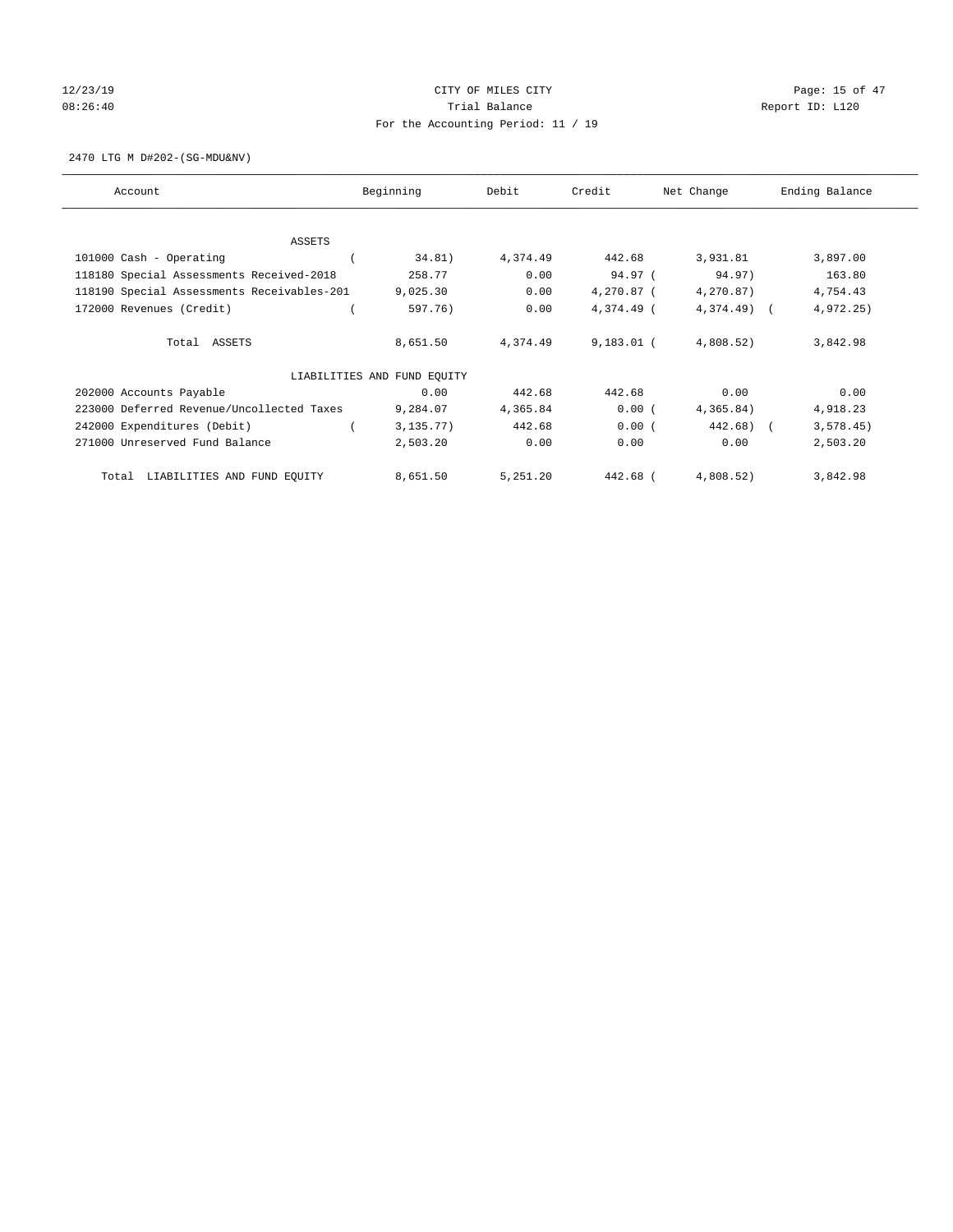CITY OF MILES CITY

Trial Balance

For the Accounting Period: 11 / 19

12/23/19 08:26:40 — Report ID: L120

2470 LTG M D#202-(SG-MDU&NV)

| Account | Beginning | Debit | Credit | Net Change | Ending Balance |
|---|---|---|---|---|---|
| **ASSETS** | | | | | |
| 101000 Cash - Operating | (34.81) | 4,374.49 | 442.68 | 3,931.81 | 3,897.00 |
| 118180 Special Assessments Received-2018 | 258.77 | 0.00 | 94.97 | (94.97) | 163.80 |
| 118190 Special Assessments Receivables-201 | 9,025.30 | 0.00 | 4,270.87 | (4,270.87) | 4,754.43 |
| 172000 Revenues (Credit) | (597.76) | 0.00 | 4,374.49 | (4,374.49) | (4,972.25) |
| Total ASSETS | 8,651.50 | 4,374.49 | 9,183.01 | (4,808.52) | 3,842.98 |
| **LIABILITIES AND FUND EQUITY** | | | | | |
| 202000 Accounts Payable | 0.00 | 442.68 | 442.68 | 0.00 | 0.00 |
| 223000 Deferred Revenue/Uncollected Taxes | 9,284.07 | 4,365.84 | 0.00 | (4,365.84) | 4,918.23 |
| 242000 Expenditures (Debit) | (3,135.77) | 442.68 | 0.00 | (442.68) | (3,578.45) |
| 271000 Unreserved Fund Balance | 2,503.20 | 0.00 | 0.00 | 0.00 | 2,503.20 |
| Total LIABILITIES AND FUND EQUITY | 8,651.50 | 5,251.20 | 442.68 | (4,808.52) | 3,842.98 |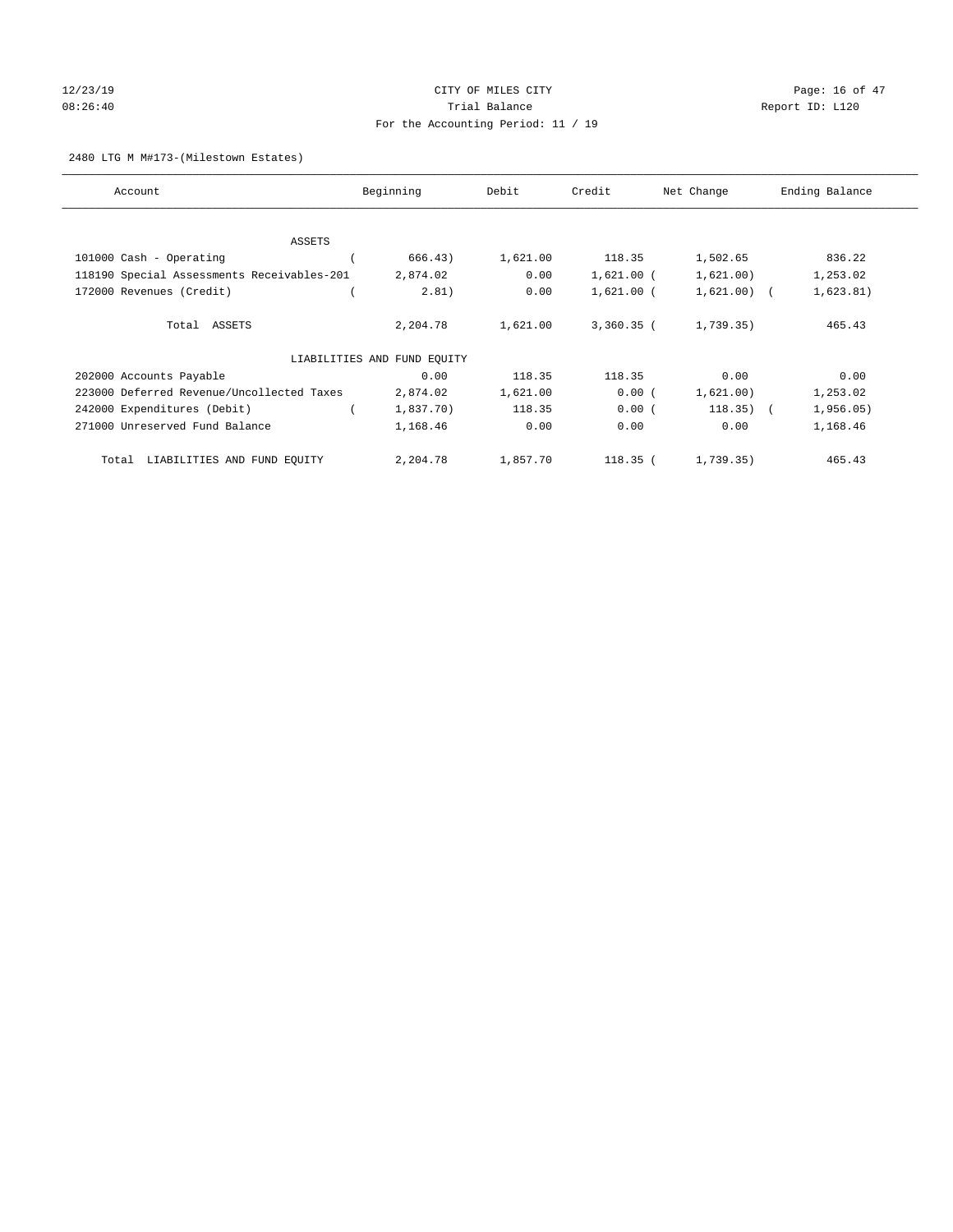CITY OF MILES CITY
Trial Balance
For the Accounting Period: 11 / 19

2480 LTG M M#173-(Milestown Estates)

| Account | Beginning | Debit | Credit | Net Change | Ending Balance |
|---|---|---|---|---|---|
| ASSETS | | | | | |
| 101000 Cash - Operating | ( 666.43) | 1,621.00 | 118.35 | 1,502.65 | 836.22 |
| 118190 Special Assessments Receivables-201 | 2,874.02 | 0.00 | 1,621.00 | ( 1,621.00) | 1,253.02 |
| 172000 Revenues (Credit) | ( 2.81) | 0.00 | 1,621.00 | ( 1,621.00) | ( 1,623.81) |
| Total ASSETS | 2,204.78 | 1,621.00 | 3,360.35 | ( 1,739.35) | 465.43 |
| LIABILITIES AND FUND EQUITY | | | | | |
| 202000 Accounts Payable | 0.00 | 118.35 | 118.35 | 0.00 | 0.00 |
| 223000 Deferred Revenue/Uncollected Taxes | 2,874.02 | 1,621.00 | 0.00 | ( 1,621.00) | 1,253.02 |
| 242000 Expenditures (Debit) | ( 1,837.70) | 118.35 | 0.00 | ( 118.35) | ( 1,956.05) |
| 271000 Unreserved Fund Balance | 1,168.46 | 0.00 | 0.00 | 0.00 | 1,168.46 |
| Total LIABILITIES AND FUND EQUITY | 2,204.78 | 1,857.70 | 118.35 | ( 1,739.35) | 465.43 |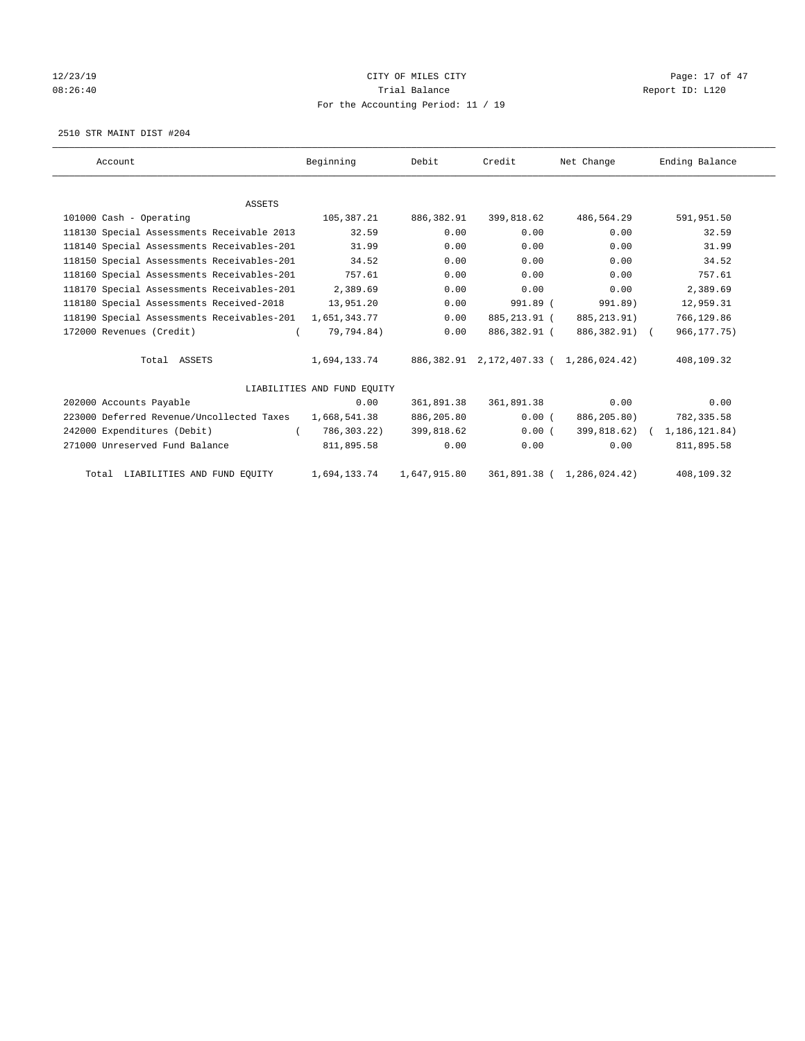CITY OF MILES CITY
Trial Balance
For the Accounting Period: 11 / 19

12/23/19
08:26:40

Report ID: L120

2510 STR MAINT DIST #204

| Account | Beginning | Debit | Credit | Net Change | Ending Balance |
|---|---|---|---|---|---|
| ASSETS | | | | | |
| 101000 Cash - Operating | 105,387.21 | 886,382.91 | 399,818.62 | 486,564.29 | 591,951.50 |
| 118130 Special Assessments Receivable 2013 | 32.59 | 0.00 | 0.00 | 0.00 | 32.59 |
| 118140 Special Assessments Receivables-201 | 31.99 | 0.00 | 0.00 | 0.00 | 31.99 |
| 118150 Special Assessments Receivables-201 | 34.52 | 0.00 | 0.00 | 0.00 | 34.52 |
| 118160 Special Assessments Receivables-201 | 757.61 | 0.00 | 0.00 | 0.00 | 757.61 |
| 118170 Special Assessments Receivables-201 | 2,389.69 | 0.00 | 0.00 | 0.00 | 2,389.69 |
| 118180 Special Assessments Received-2018 | 13,951.20 | 0.00 | 991.89 | ( 991.89) | 12,959.31 |
| 118190 Special Assessments Receivables-201 | 1,651,343.77 | 0.00 | 885,213.91 | ( 885,213.91) | 766,129.86 |
| 172000 Revenues (Credit) | ( 79,794.84) | 0.00 | 886,382.91 | ( 886,382.91) | ( 966,177.75) |
| Total ASSETS | 1,694,133.74 | 886,382.91 | 2,172,407.33 | ( 1,286,024.42) | 408,109.32 |
| LIABILITIES AND FUND EQUITY | | | | | |
| 202000 Accounts Payable | 0.00 | 361,891.38 | 361,891.38 | 0.00 | 0.00 |
| 223000 Deferred Revenue/Uncollected Taxes | 1,668,541.38 | 886,205.80 | 0.00 | ( 886,205.80) | 782,335.58 |
| 242000 Expenditures (Debit) | ( 786,303.22) | 399,818.62 | 0.00 | ( 399,818.62) | ( 1,186,121.84) |
| 271000 Unreserved Fund Balance | 811,895.58 | 0.00 | 0.00 | 0.00 | 811,895.58 |
| Total LIABILITIES AND FUND EQUITY | 1,694,133.74 | 1,647,915.80 | 361,891.38 | ( 1,286,024.42) | 408,109.32 |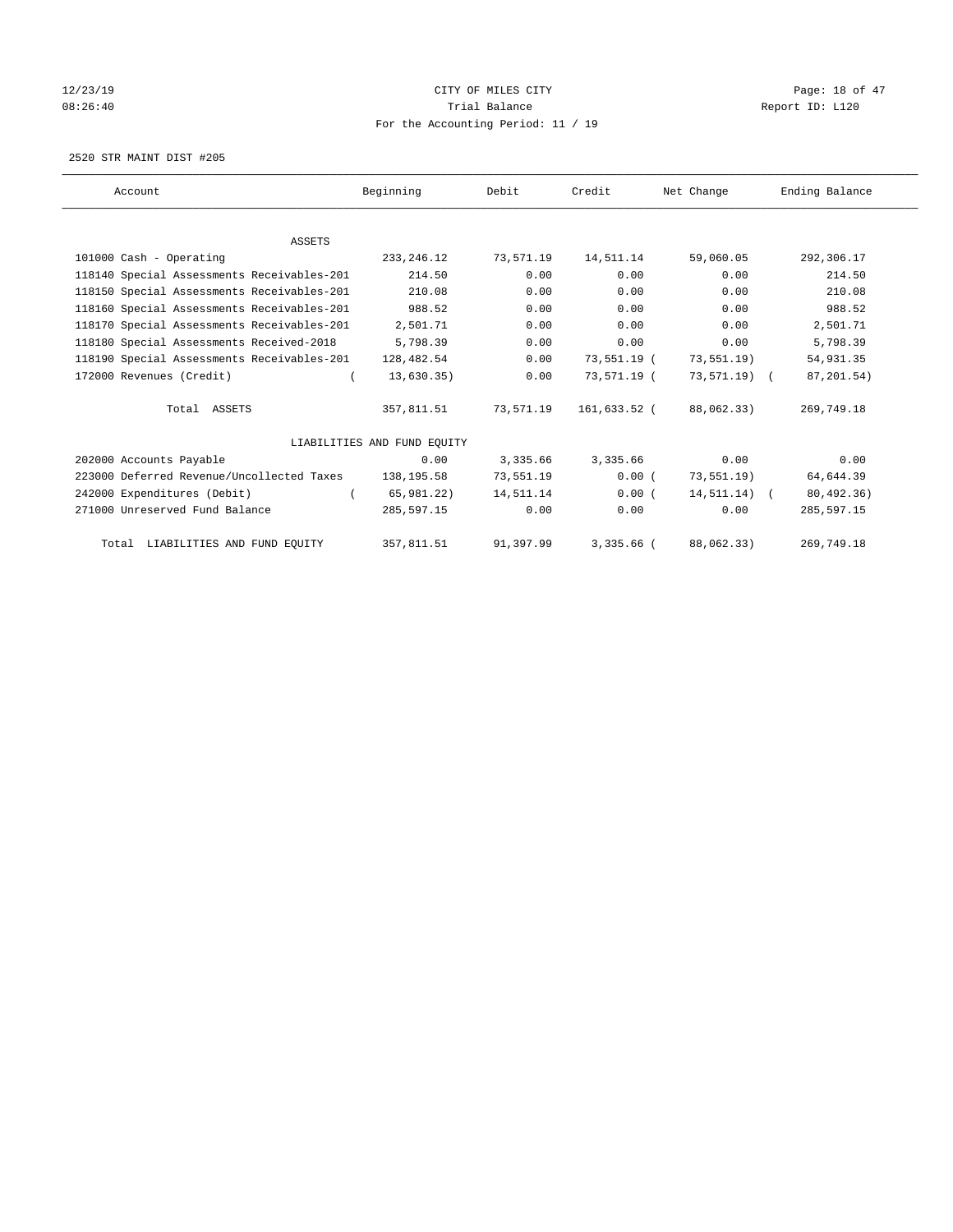# CITY OF MILES CITY

## Trial Balance

### For the Accounting Period: 11 / 19

12/23/19
08:26:40

Report ID: L120

2520 STR MAINT DIST #205

| Account | Beginning | Debit | Credit | Net Change | Ending Balance |
|---|---|---|---|---|---|
| ASSETS | | | | | |
| 101000 Cash - Operating | 233,246.12 | 73,571.19 | 14,511.14 | 59,060.05 | 292,306.17 |
| 118140 Special Assessments Receivables-201 | 214.50 | 0.00 | 0.00 | 0.00 | 214.50 |
| 118150 Special Assessments Receivables-201 | 210.08 | 0.00 | 0.00 | 0.00 | 210.08 |
| 118160 Special Assessments Receivables-201 | 988.52 | 0.00 | 0.00 | 0.00 | 988.52 |
| 118170 Special Assessments Receivables-201 | 2,501.71 | 0.00 | 0.00 | 0.00 | 2,501.71 |
| 118180 Special Assessments Received-2018 | 5,798.39 | 0.00 | 0.00 | 0.00 | 5,798.39 |
| 118190 Special Assessments Receivables-201 | 128,482.54 | 0.00 | 73,551.19 | ( 73,551.19) | 54,931.35 |
| 172000 Revenues (Credit) | ( 13,630.35) | 0.00 | 73,571.19 | ( 73,571.19) | ( 87,201.54) |
| Total ASSETS | 357,811.51 | 73,571.19 | 161,633.52 | ( 88,062.33) | 269,749.18 |
| LIABILITIES AND FUND EQUITY | | | | | |
| 202000 Accounts Payable | 0.00 | 3,335.66 | 3,335.66 | 0.00 | 0.00 |
| 223000 Deferred Revenue/Uncollected Taxes | 138,195.58 | 73,551.19 | 0.00 | ( 73,551.19) | 64,644.39 |
| 242000 Expenditures (Debit) | ( 65,981.22) | 14,511.14 | 0.00 | ( 14,511.14) | ( 80,492.36) |
| 271000 Unreserved Fund Balance | 285,597.15 | 0.00 | 0.00 | 0.00 | 285,597.15 |
| Total LIABILITIES AND FUND EQUITY | 357,811.51 | 91,397.99 | 3,335.66 | ( 88,062.33) | 269,749.18 |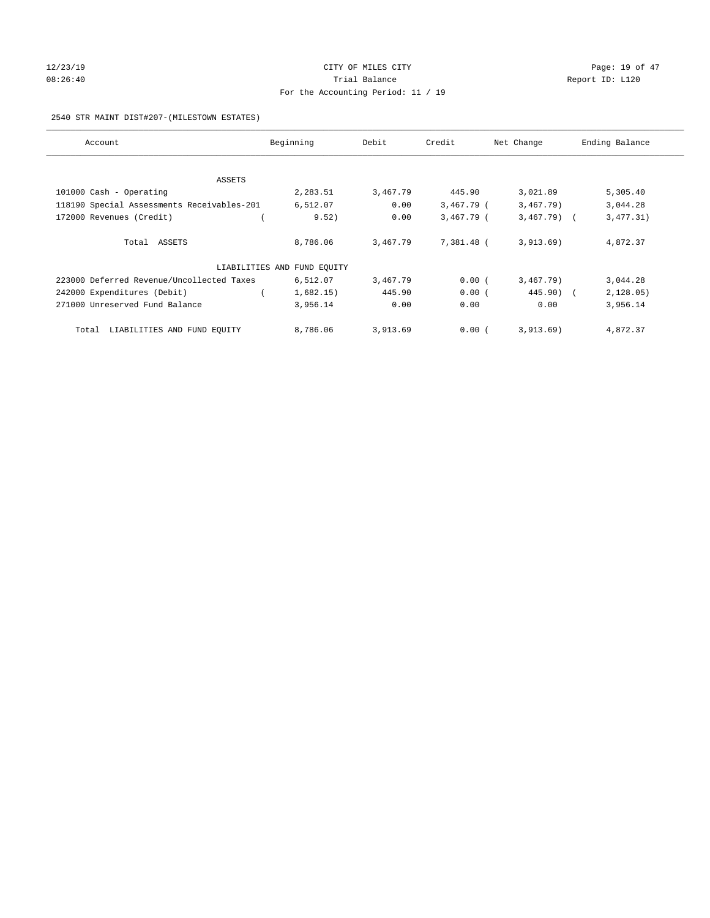CITY OF MILES CITY
Trial Balance
For the Accounting Period: 11 / 19

12/23/19
08:26:40

Report ID: L120

2540 STR MAINT DIST#207-(MILESTOWN ESTATES)

| Account | Beginning | Debit | Credit | Net Change | Ending Balance |
|---|---|---|---|---|---|
| ASSETS | | | | | |
| 101000 Cash - Operating | 2,283.51 | 3,467.79 | 445.90 | 3,021.89 | 5,305.40 |
| 118190 Special Assessments Receivables-201 | 6,512.07 | 0.00 | 3,467.79 | (3,467.79) | 3,044.28 |
| 172000 Revenues (Credit) | (9.52) | 0.00 | 3,467.79 | (3,467.79) | (3,477.31) |
| Total ASSETS | 8,786.06 | 3,467.79 | 7,381.48 | (3,913.69) | 4,872.37 |
| LIABILITIES AND FUND EQUITY | | | | | |
| 223000 Deferred Revenue/Uncollected Taxes | 6,512.07 | 3,467.79 | 0.00 | (3,467.79) | 3,044.28 |
| 242000 Expenditures (Debit) | (1,682.15) | 445.90 | 0.00 | (445.90) | (2,128.05) |
| 271000 Unreserved Fund Balance | 3,956.14 | 0.00 | 0.00 | 0.00 | 3,956.14 |
| Total LIABILITIES AND FUND EQUITY | 8,786.06 | 3,913.69 | 0.00 | (3,913.69) | 4,872.37 |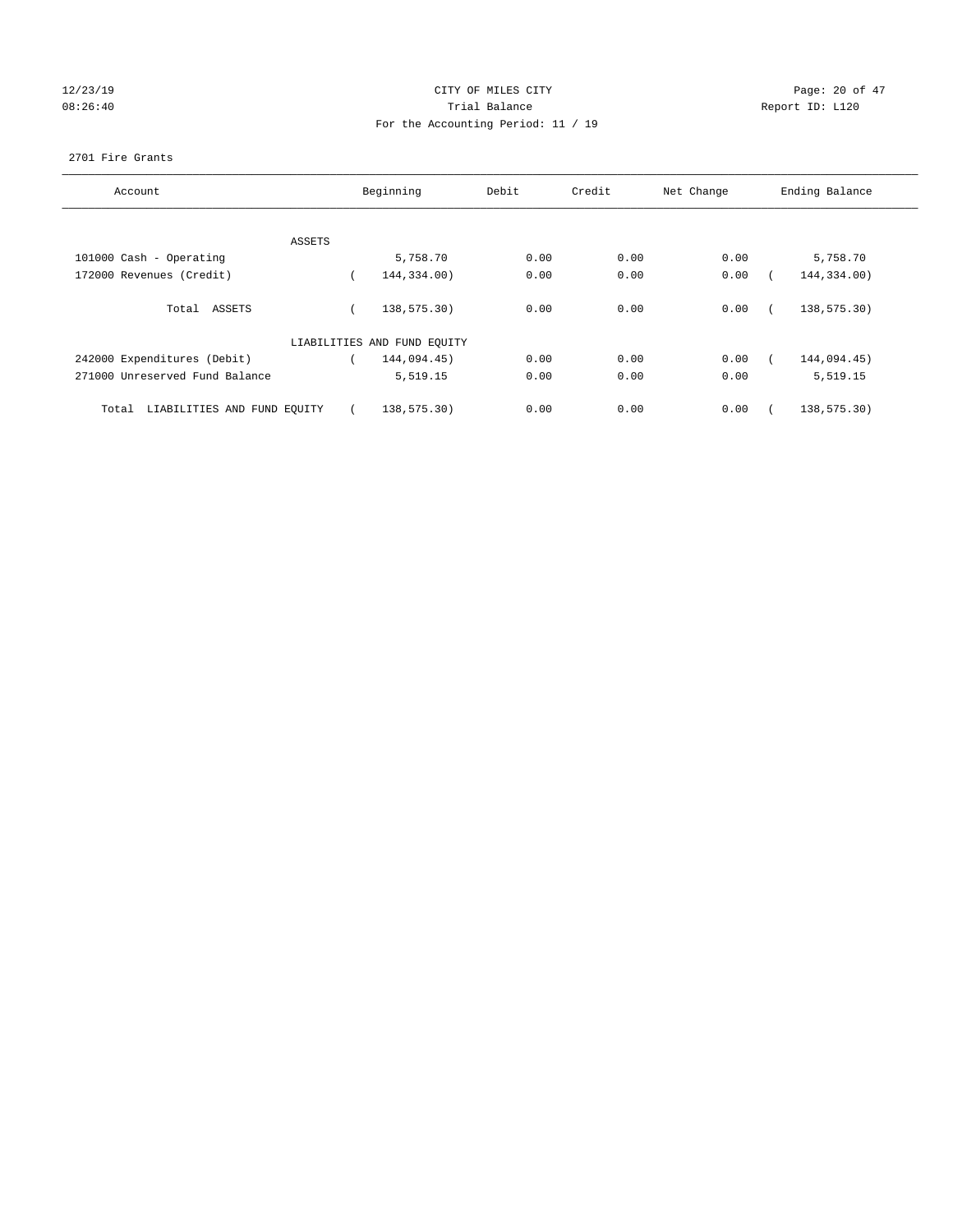CITY OF MILES CITY
Trial Balance
For the Accounting Period: 11 / 19

12/23/19
08:26:40

Report ID: L120

2701 Fire Grants

| Account | Beginning | Debit | Credit | Net Change | Ending Balance |
|---|---|---|---|---|---|
| ASSETS | | | | | |
| 101000 Cash - Operating | 5,758.70 | 0.00 | 0.00 | 0.00 | 5,758.70 |
| 172000 Revenues (Credit) | ( 144,334.00) | 0.00 | 0.00 | 0.00 | ( 144,334.00) |
| Total ASSETS | ( 138,575.30) | 0.00 | 0.00 | 0.00 | ( 138,575.30) |
| LIABILITIES AND FUND EQUITY | | | | | |
| 242000 Expenditures (Debit) | ( 144,094.45) | 0.00 | 0.00 | 0.00 | ( 144,094.45) |
| 271000 Unreserved Fund Balance | 5,519.15 | 0.00 | 0.00 | 0.00 | 5,519.15 |
| Total LIABILITIES AND FUND EQUITY | ( 138,575.30) | 0.00 | 0.00 | 0.00 | ( 138,575.30) |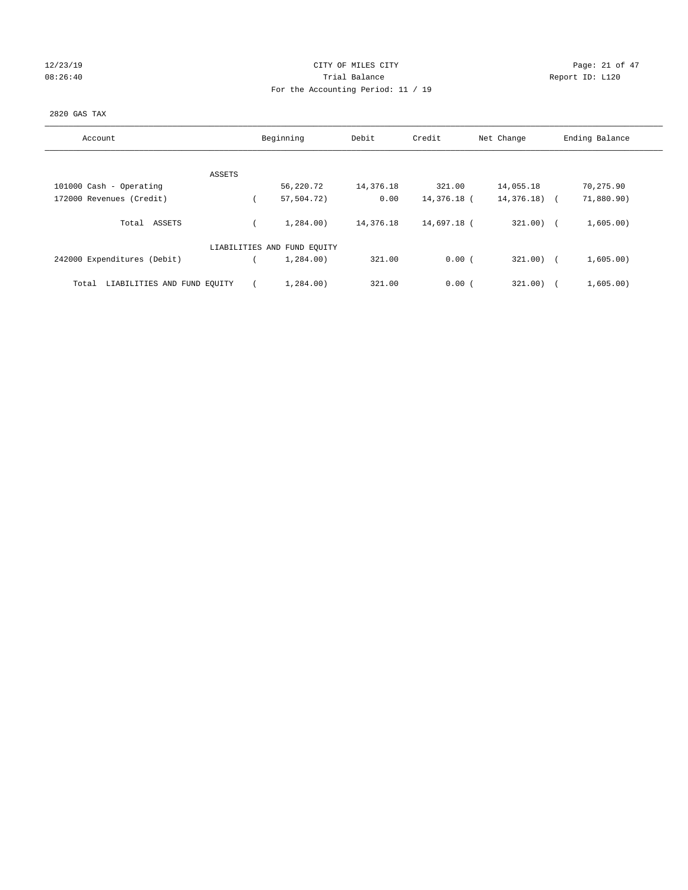CITY OF MILES CITY
Trial Balance
For the Accounting Period: 11 / 19

12/23/19
08:26:40

Report ID: L120

2820 GAS TAX

| Account | Beginning | Debit | Credit | Net Change | Ending Balance |
|---|---|---|---|---|---|
| ASSETS | | | | | |
| 101000 Cash - Operating | 56,220.72 | 14,376.18 | 321.00 | 14,055.18 | 70,275.90 |
| 172000 Revenues (Credit) | ( 57,504.72) | 0.00 | 14,376.18 | ( 14,376.18) | ( 71,880.90) |
| Total ASSETS | ( 1,284.00) | 14,376.18 | 14,697.18 | ( 321.00) | ( 1,605.00) |
| LIABILITIES AND FUND EQUITY | | | | | |
| 242000 Expenditures (Debit) | ( 1,284.00) | 321.00 | 0.00 | ( 321.00) | ( 1,605.00) |
| Total LIABILITIES AND FUND EQUITY | ( 1,284.00) | 321.00 | 0.00 | ( 321.00) | ( 1,605.00) |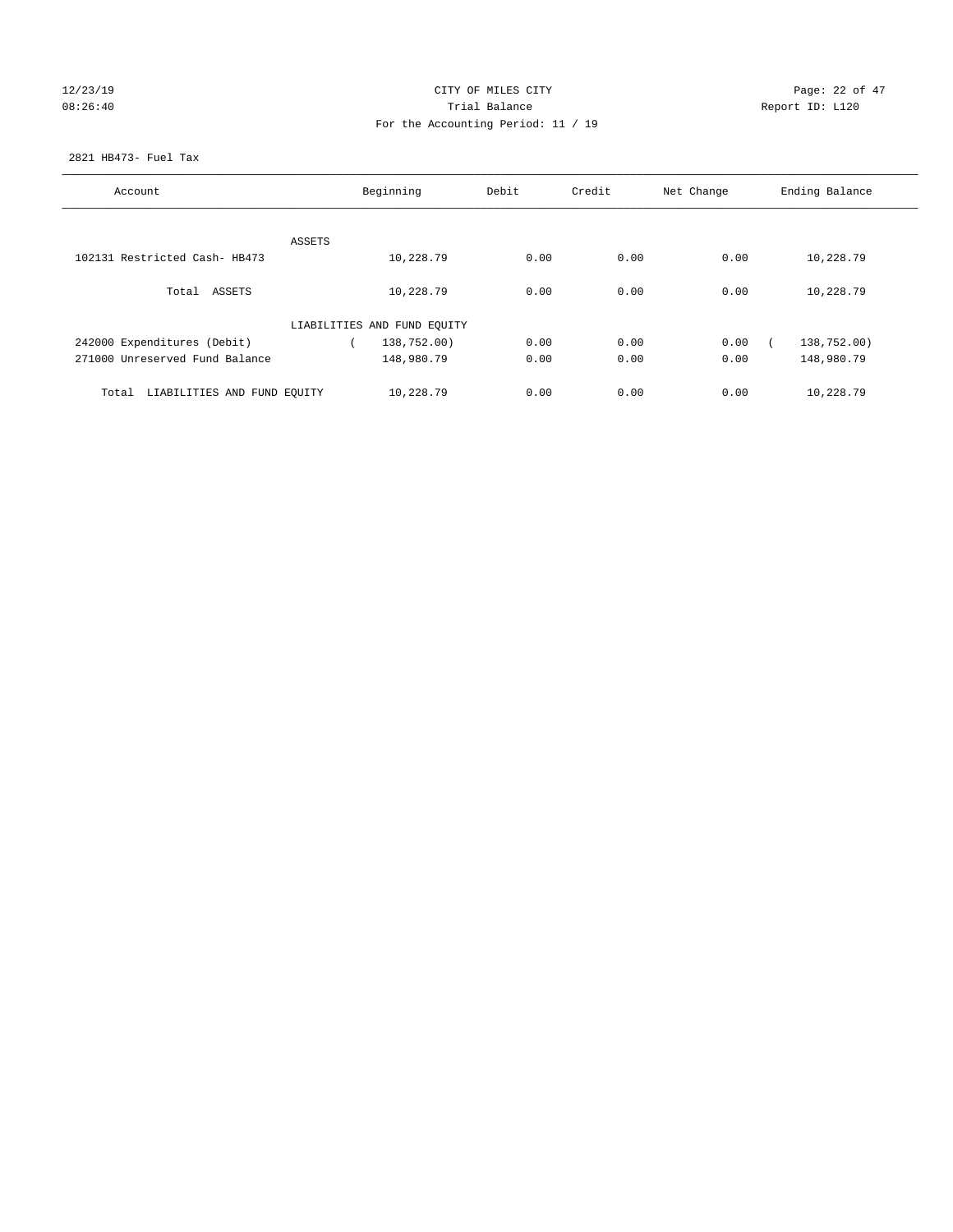CITY OF MILES CITY
Trial Balance
For the Accounting Period: 11 / 19

12/23/19
08:26:40

Report ID: L120

2821 HB473- Fuel Tax

| Account | Beginning | Debit | Credit | Net Change | Ending Balance |
|---|---|---|---|---|---|
| ASSETS | | | | | |
| 102131 Restricted Cash- HB473 | 10,228.79 | 0.00 | 0.00 | 0.00 | 10,228.79 |
| Total ASSETS | 10,228.79 | 0.00 | 0.00 | 0.00 | 10,228.79 |
| LIABILITIES AND FUND EQUITY | | | | | |
| 242000 Expenditures (Debit) | ( 138,752.00) | 0.00 | 0.00 | 0.00 | ( 138,752.00) |
| 271000 Unreserved Fund Balance | 148,980.79 | 0.00 | 0.00 | 0.00 | 148,980.79 |
| Total LIABILITIES AND FUND EQUITY | 10,228.79 | 0.00 | 0.00 | 0.00 | 10,228.79 |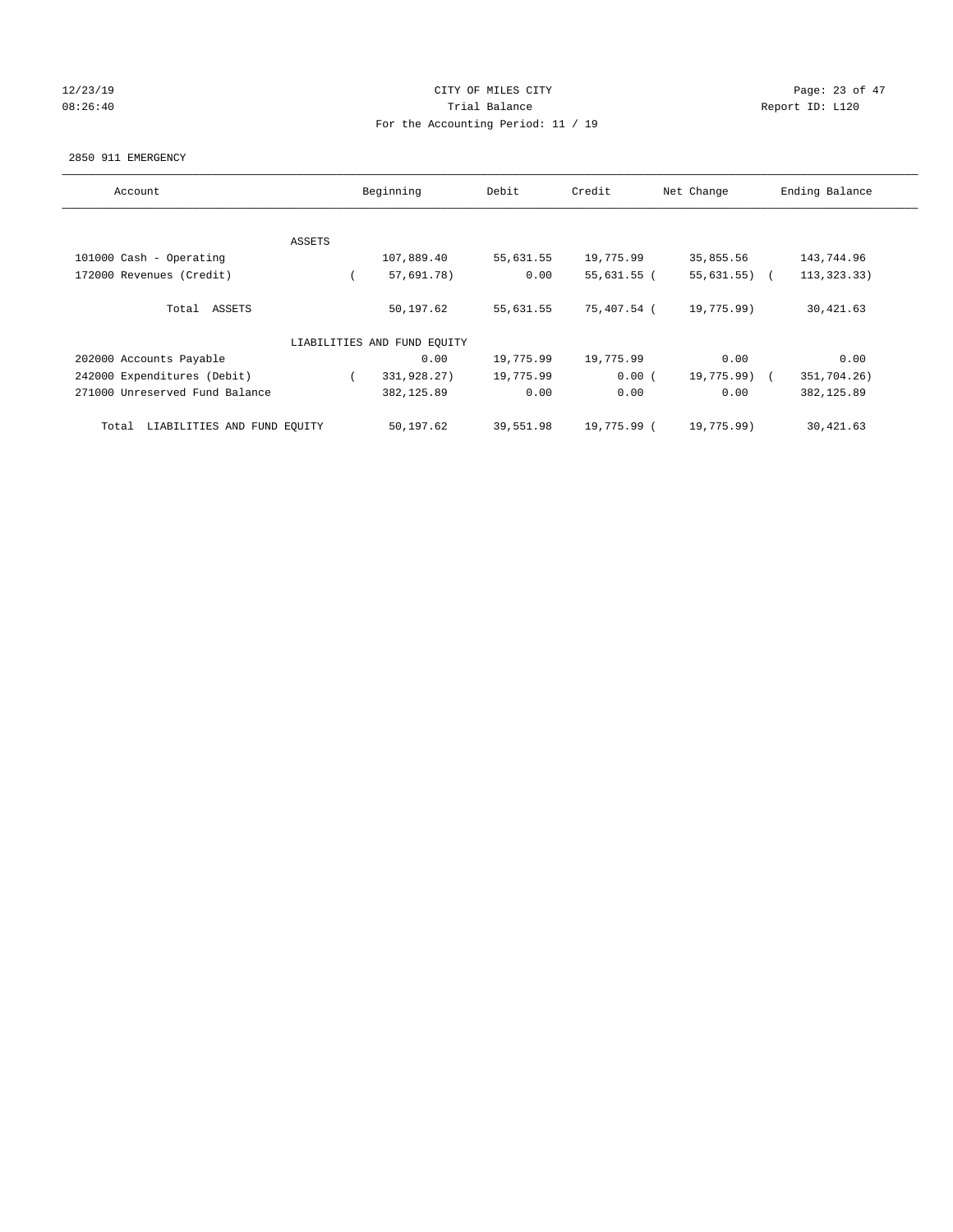CITY OF MILES CITY

Trial Balance

For the Accounting Period: 11 / 19

12/23/19 08:26:40

Report ID: L120

2850 911 EMERGENCY

| Account | Beginning | Debit | Credit | Net Change | Ending Balance |
|---|---|---|---|---|---|
| ASSETS | | | | | |
| 101000 Cash - Operating | 107,889.40 | 55,631.55 | 19,775.99 | 35,855.56 | 143,744.96 |
| 172000 Revenues (Credit) | ( 57,691.78) | 0.00 | 55,631.55 | ( 55,631.55) | ( 113,323.33) |
| Total ASSETS | 50,197.62 | 55,631.55 | 75,407.54 | ( 19,775.99) | 30,421.63 |
| LIABILITIES AND FUND EQUITY | | | | | |
| 202000 Accounts Payable | 0.00 | 19,775.99 | 19,775.99 | 0.00 | 0.00 |
| 242000 Expenditures (Debit) | ( 331,928.27) | 19,775.99 | 0.00 | ( 19,775.99) | ( 351,704.26) |
| 271000 Unreserved Fund Balance | 382,125.89 | 0.00 | 0.00 | 0.00 | 382,125.89 |
| Total LIABILITIES AND FUND EQUITY | 50,197.62 | 39,551.98 | 19,775.99 | ( 19,775.99) | 30,421.63 |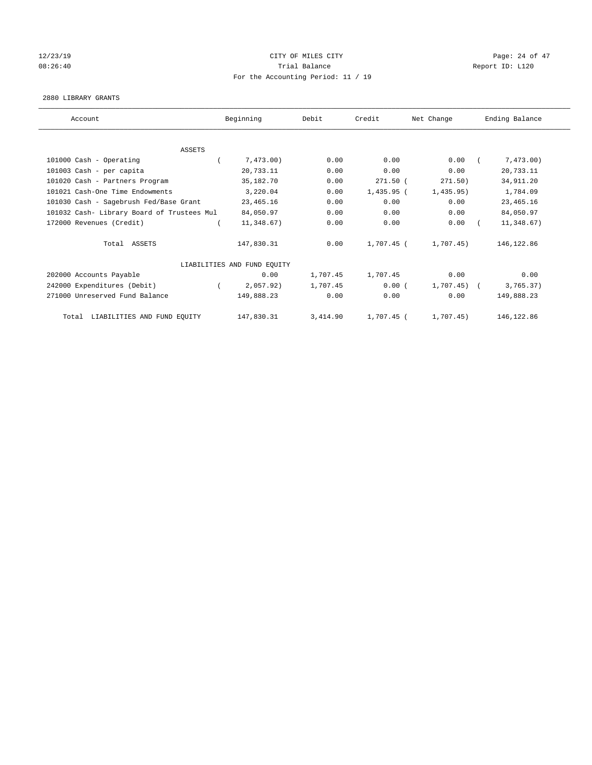CITY OF MILES CITY
Trial Balance
For the Accounting Period: 11 / 19

12/23/19
08:26:40

Report ID: L120

2880 LIBRARY GRANTS

| Account | Beginning | Debit | Credit | Net Change | Ending Balance |
|---|---|---|---|---|---|
| ASSETS | | | | | |
| 101000 Cash - Operating | ( 7,473.00) | 0.00 | 0.00 | 0.00 | ( 7,473.00) |
| 101003 Cash - per capita | 20,733.11 | 0.00 | 0.00 | 0.00 | 20,733.11 |
| 101020 Cash - Partners Program | 35,182.70 | 0.00 | 271.50 | ( 271.50) | 34,911.20 |
| 101021 Cash-One Time Endowments | 3,220.04 | 0.00 | 1,435.95 | ( 1,435.95) | 1,784.09 |
| 101030 Cash - Sagebrush Fed/Base Grant | 23,465.16 | 0.00 | 0.00 | 0.00 | 23,465.16 |
| 101032 Cash- Library Board of Trustees Mul | 84,050.97 | 0.00 | 0.00 | 0.00 | 84,050.97 |
| 172000 Revenues (Credit) | ( 11,348.67) | 0.00 | 0.00 | 0.00 | ( 11,348.67) |
| Total ASSETS | 147,830.31 | 0.00 | 1,707.45 | ( 1,707.45) | 146,122.86 |
| LIABILITIES AND FUND EQUITY | | | | | |
| 202000 Accounts Payable | 0.00 | 1,707.45 | 1,707.45 | 0.00 | 0.00 |
| 242000 Expenditures (Debit) | ( 2,057.92) | 1,707.45 | 0.00 | ( 1,707.45) | ( 3,765.37) |
| 271000 Unreserved Fund Balance | 149,888.23 | 0.00 | 0.00 | 0.00 | 149,888.23 |
| Total LIABILITIES AND FUND EQUITY | 147,830.31 | 3,414.90 | 1,707.45 | ( 1,707.45) | 146,122.86 |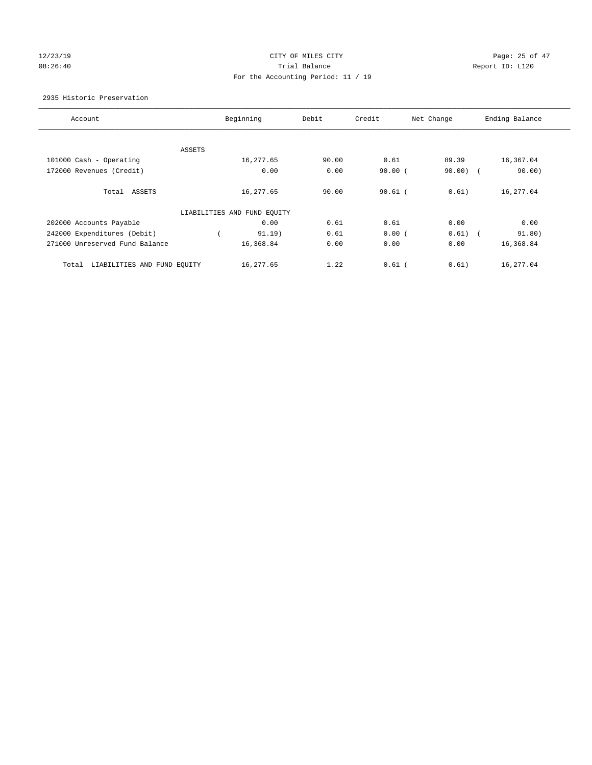CITY OF MILES CITY
Trial Balance
For the Accounting Period: 11 / 19

12/23/19
08:26:40

Report ID: L120

2935 Historic Preservation

| Account | Beginning | Debit | Credit | Net Change | Ending Balance |
|---|---|---|---|---|---|
| ASSETS | | | | | |
| 101000 Cash - Operating | 16,277.65 | 90.00 | 0.61 | 89.39 | 16,367.04 |
| 172000 Revenues (Credit) | 0.00 | 0.00 | 90.00 | ( 90.00) | ( 90.00) |
| Total ASSETS | 16,277.65 | 90.00 | 90.61 | ( 0.61) | 16,277.04 |
| LIABILITIES AND FUND EQUITY | | | | | |
| 202000 Accounts Payable | 0.00 | 0.61 | 0.61 | 0.00 | 0.00 |
| 242000 Expenditures (Debit) | ( 91.19) | 0.61 | 0.00 | ( 0.61) | ( 91.80) |
| 271000 Unreserved Fund Balance | 16,368.84 | 0.00 | 0.00 | 0.00 | 16,368.84 |
| Total LIABILITIES AND FUND EQUITY | 16,277.65 | 1.22 | 0.61 | ( 0.61) | 16,277.04 |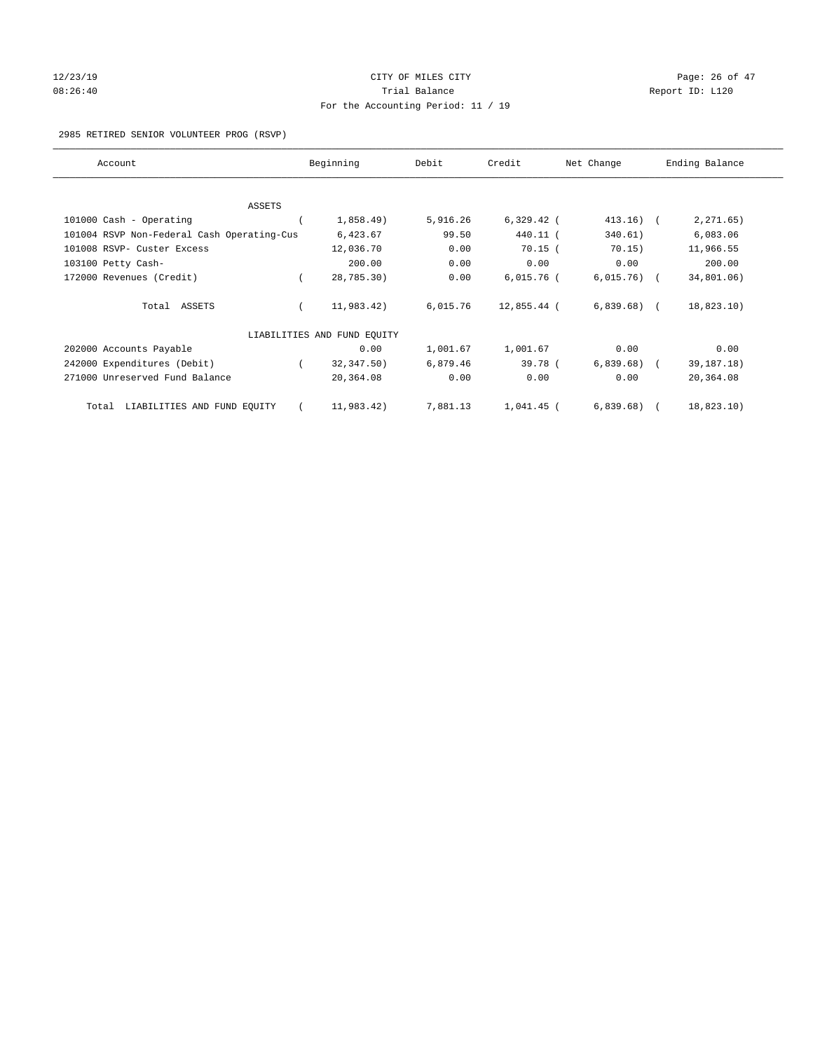CITY OF MILES CITY

Trial Balance

For the Accounting Period: 11 / 19

12/23/19 08:26:40 — Report ID: L120

2985 RETIRED SENIOR VOLUNTEER PROG (RSVP)

| Account | Beginning | Debit | Credit | Net Change | Ending Balance |
|---|---|---|---|---|---|
| ASSETS | | | | | |
| 101000 Cash - Operating | ( 1,858.49) | 5,916.26 | 6,329.42 | ( 413.16) | ( 2,271.65) |
| 101004 RSVP Non-Federal Cash Operating-Cus | 6,423.67 | 99.50 | 440.11 | ( 340.61) | 6,083.06 |
| 101008 RSVP- Custer Excess | 12,036.70 | 0.00 | 70.15 | ( 70.15) | 11,966.55 |
| 103100 Petty Cash- | 200.00 | 0.00 | 0.00 | 0.00 | 200.00 |
| 172000 Revenues (Credit) | ( 28,785.30) | 0.00 | 6,015.76 | ( 6,015.76) | ( 34,801.06) |
| Total ASSETS | ( 11,983.42) | 6,015.76 | 12,855.44 | ( 6,839.68) | ( 18,823.10) |
| LIABILITIES AND FUND EQUITY | | | | | |
| 202000 Accounts Payable | 0.00 | 1,001.67 | 1,001.67 | 0.00 | 0.00 |
| 242000 Expenditures (Debit) | ( 32,347.50) | 6,879.46 | 39.78 | ( 6,839.68) | ( 39,187.18) |
| 271000 Unreserved Fund Balance | 20,364.08 | 0.00 | 0.00 | 0.00 | 20,364.08 |
| Total LIABILITIES AND FUND EQUITY | ( 11,983.42) | 7,881.13 | 1,041.45 | ( 6,839.68) | ( 18,823.10) |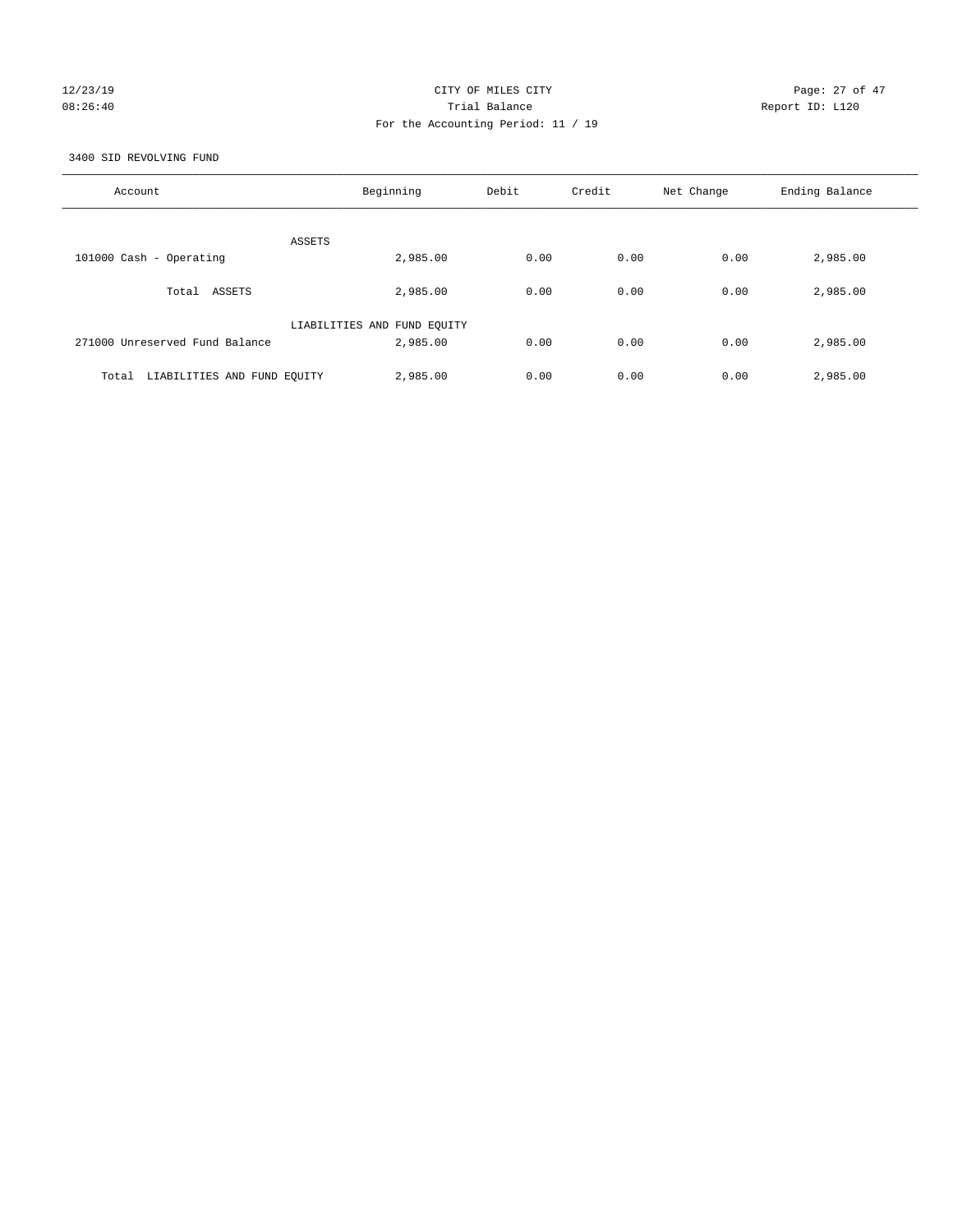CITY OF MILES CITY
Trial Balance
For the Accounting Period: 11 / 19

12/23/19
08:26:40

Report ID: L120

3400 SID REVOLVING FUND

| Account | Beginning | Debit | Credit | Net Change | Ending Balance |
|---|---|---|---|---|---|
| ASSETS | | | | | |
| 101000 Cash - Operating | 2,985.00 | 0.00 | 0.00 | 0.00 | 2,985.00 |
| Total ASSETS | 2,985.00 | 0.00 | 0.00 | 0.00 | 2,985.00 |
| LIABILITIES AND FUND EQUITY | | | | | |
| 271000 Unreserved Fund Balance | 2,985.00 | 0.00 | 0.00 | 0.00 | 2,985.00 |
| Total LIABILITIES AND FUND EQUITY | 2,985.00 | 0.00 | 0.00 | 0.00 | 2,985.00 |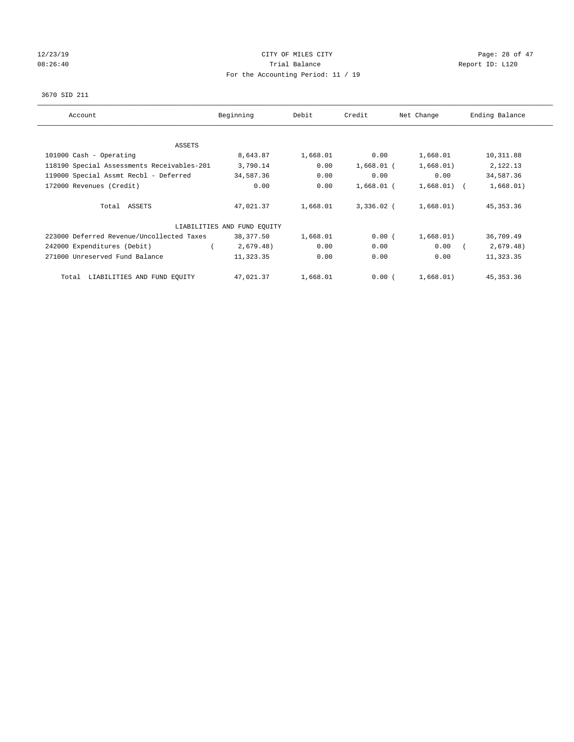# CITY OF MILES CITY
## Trial Balance
### For the Accounting Period: 11 / 19

12/23/19
08:26:40

Report ID: L120

3670 SID 211

| Account | Beginning | Debit | Credit | Net Change | Ending Balance |
|---|---|---|---|---|---|
| ASSETS | | | | | |
| 101000 Cash - Operating | 8,643.87 | 1,668.01 | 0.00 | 1,668.01 | 10,311.88 |
| 118190 Special Assessments Receivables-201 | 3,790.14 | 0.00 | 1,668.01 | (1,668.01) | 2,122.13 |
| 119000 Special Assmt Recbl - Deferred | 34,587.36 | 0.00 | 0.00 | 0.00 | 34,587.36 |
| 172000 Revenues (Credit) | 0.00 | 0.00 | 1,668.01 | (1,668.01) | (1,668.01) |
| Total ASSETS | 47,021.37 | 1,668.01 | 3,336.02 | (1,668.01) | 45,353.36 |
| LIABILITIES AND FUND EQUITY | | | | | |
| 223000 Deferred Revenue/Uncollected Taxes | 38,377.50 | 1,668.01 | 0.00 | (1,668.01) | 36,709.49 |
| 242000 Expenditures (Debit) | (2,679.48) | 0.00 | 0.00 | 0.00 | (2,679.48) |
| 271000 Unreserved Fund Balance | 11,323.35 | 0.00 | 0.00 | 0.00 | 11,323.35 |
| Total LIABILITIES AND FUND EQUITY | 47,021.37 | 1,668.01 | 0.00 | (1,668.01) | 45,353.36 |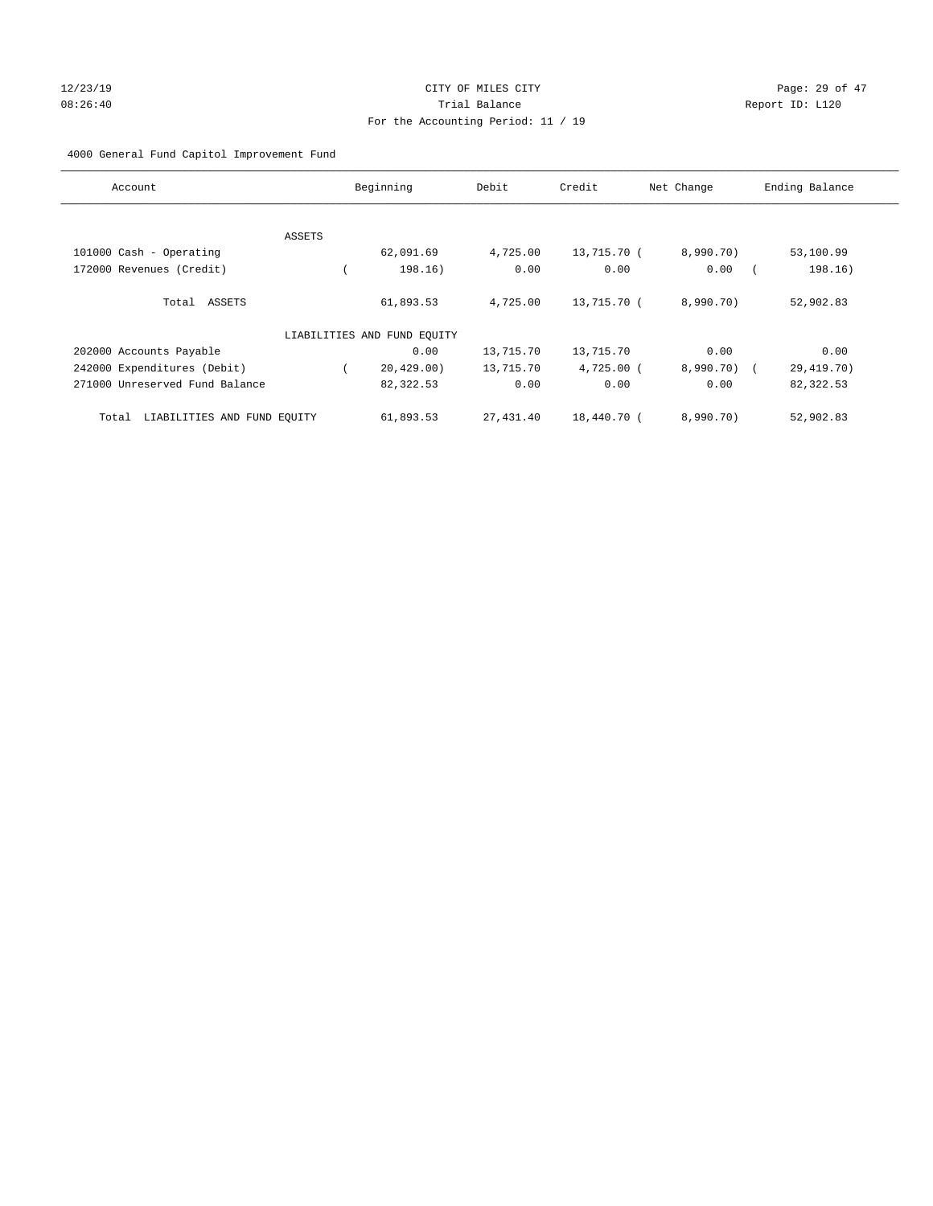CITY OF MILES CITY
Trial Balance
For the Accounting Period: 11 / 19

4000 General Fund Capitol Improvement Fund

| Account | Beginning | Debit | Credit | Net Change | Ending Balance |
|---|---|---|---|---|---|
| ASSETS | | | | | |
| 101000 Cash - Operating | 62,091.69 | 4,725.00 | 13,715.70 | ( 8,990.70) | 53,100.99 |
| 172000 Revenues (Credit) | ( 198.16) | 0.00 | 0.00 | 0.00 | ( 198.16) |
| Total ASSETS | 61,893.53 | 4,725.00 | 13,715.70 | ( 8,990.70) | 52,902.83 |
| LIABILITIES AND FUND EQUITY | | | | | |
| 202000 Accounts Payable | 0.00 | 13,715.70 | 13,715.70 | 0.00 | 0.00 |
| 242000 Expenditures (Debit) | ( 20,429.00) | 13,715.70 | 4,725.00 | ( 8,990.70) | ( 29,419.70) |
| 271000 Unreserved Fund Balance | 82,322.53 | 0.00 | 0.00 | 0.00 | 82,322.53 |
| Total LIABILITIES AND FUND EQUITY | 61,893.53 | 27,431.40 | 18,440.70 | ( 8,990.70) | 52,902.83 |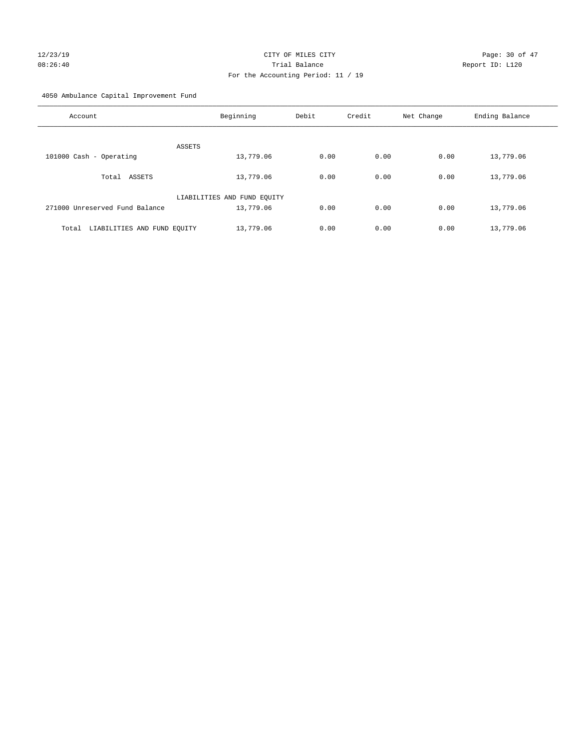CITY OF MILES CITY
Trial Balance
For the Accounting Period: 11 / 19

12/23/19
08:26:40

Report ID: L120

4050 Ambulance Capital Improvement Fund

| Account | Beginning | Debit | Credit | Net Change | Ending Balance |
|---|---|---|---|---|---|
| ASSETS | | | | | |
| 101000 Cash - Operating | 13,779.06 | 0.00 | 0.00 | 0.00 | 13,779.06 |
| Total ASSETS | 13,779.06 | 0.00 | 0.00 | 0.00 | 13,779.06 |
| LIABILITIES AND FUND EQUITY | | | | | |
| 271000 Unreserved Fund Balance | 13,779.06 | 0.00 | 0.00 | 0.00 | 13,779.06 |
| Total LIABILITIES AND FUND EQUITY | 13,779.06 | 0.00 | 0.00 | 0.00 | 13,779.06 |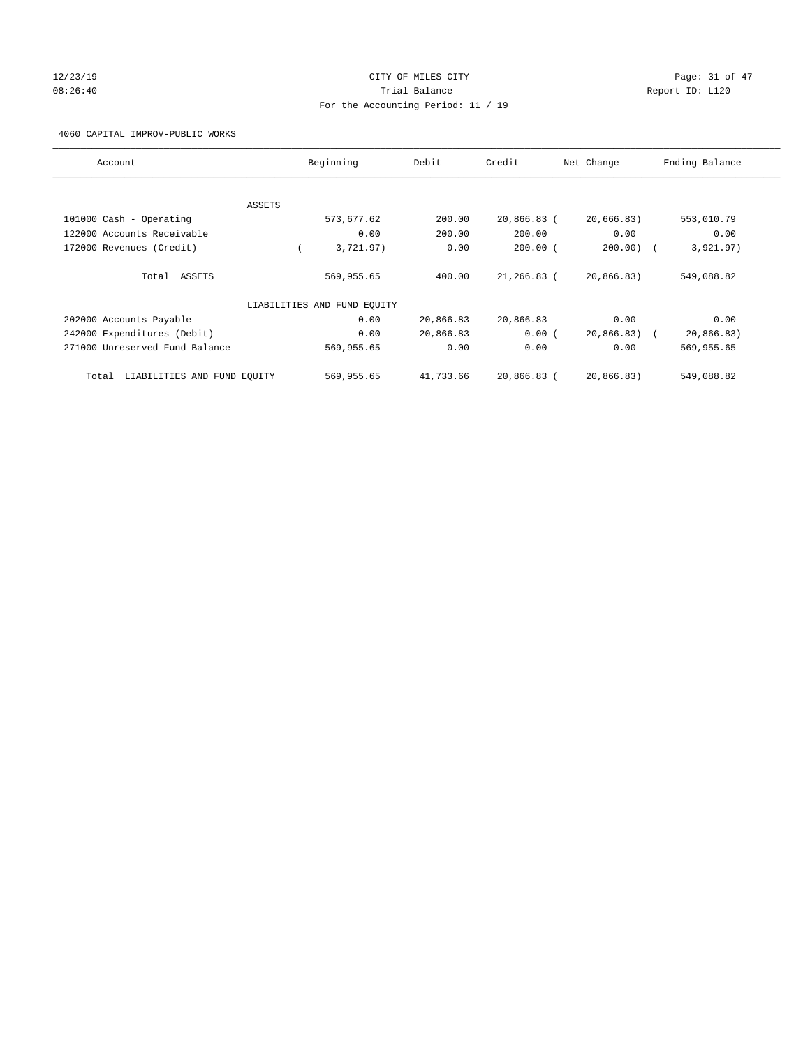12/23/19 CITY OF MILES CITY
08:26:40 Trial Balance Report ID: L120
For the Accounting Period: 11 / 19

4060 CAPITAL IMPROV-PUBLIC WORKS

| Account | Beginning | Debit | Credit | Net Change | Ending Balance |
|---|---|---|---|---|---|
| ASSETS | | | | | |
| 101000 Cash - Operating | 573,677.62 | 200.00 | 20,866.83 | (20,666.83) | 553,010.79 |
| 122000 Accounts Receivable | 0.00 | 200.00 | 200.00 | 0.00 | 0.00 |
| 172000 Revenues (Credit) | (3,721.97) | 0.00 | 200.00 | (200.00) | (3,921.97) |
| Total ASSETS | 569,955.65 | 400.00 | 21,266.83 | (20,866.83) | 549,088.82 |
| LIABILITIES AND FUND EQUITY | | | | | |
| 202000 Accounts Payable | 0.00 | 20,866.83 | 20,866.83 | 0.00 | 0.00 |
| 242000 Expenditures (Debit) | 0.00 | 20,866.83 | 0.00 | (20,866.83) | (20,866.83) |
| 271000 Unreserved Fund Balance | 569,955.65 | 0.00 | 0.00 | 0.00 | 569,955.65 |
| Total LIABILITIES AND FUND EQUITY | 569,955.65 | 41,733.66 | 20,866.83 | (20,866.83) | 549,088.82 |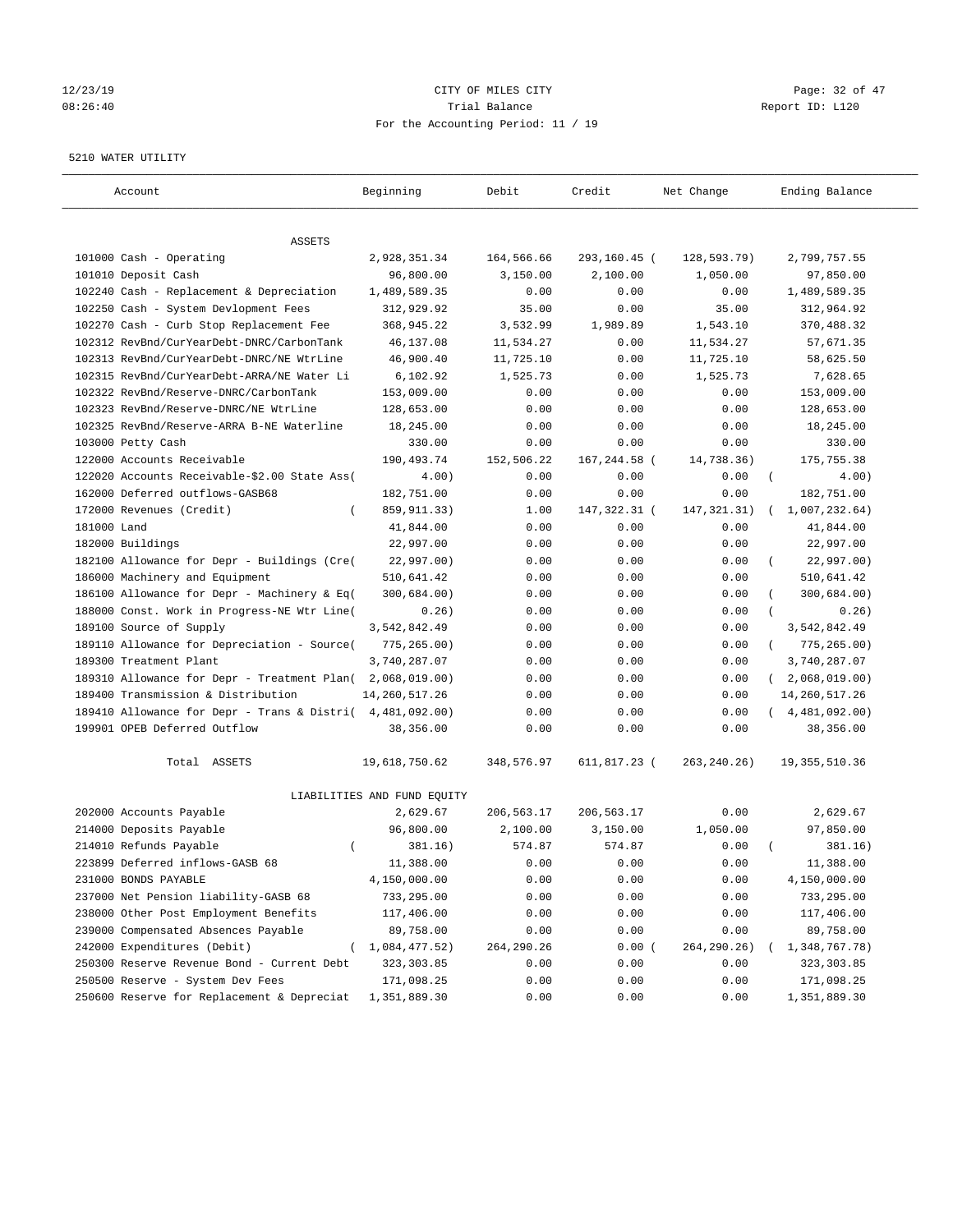12/23/19 CITY OF MILES CITY
08:26:40 Trial Balance Report ID: L120
For the Accounting Period: 11 / 19

5210 WATER UTILITY

| Account | Beginning | Debit | Credit | Net Change | Ending Balance |
|---|---|---|---|---|---|
| ASSETS | | | | | |
| 101000 Cash - Operating | 2,928,351.34 | 164,566.66 | 293,160.45 | ( 128,593.79) | 2,799,757.55 |
| 101010 Deposit Cash | 96,800.00 | 3,150.00 | 2,100.00 | 1,050.00 | 97,850.00 |
| 102240 Cash - Replacement & Depreciation | 1,489,589.35 | 0.00 | 0.00 | 0.00 | 1,489,589.35 |
| 102250 Cash - System Devlopment Fees | 312,929.92 | 35.00 | 0.00 | 35.00 | 312,964.92 |
| 102270 Cash - Curb Stop Replacement Fee | 368,945.22 | 3,532.99 | 1,989.89 | 1,543.10 | 370,488.32 |
| 102312 RevBnd/CurYearDebt-DNRC/CarbonTank | 46,137.08 | 11,534.27 | 0.00 | 11,534.27 | 57,671.35 |
| 102313 RevBnd/CurYearDebt-DNRC/NE WtrLine | 46,900.40 | 11,725.10 | 0.00 | 11,725.10 | 58,625.50 |
| 102315 RevBnd/CurYearDebt-ARRA/NE Water Li | 6,102.92 | 1,525.73 | 0.00 | 1,525.73 | 7,628.65 |
| 102322 RevBnd/Reserve-DNRC/CarbonTank | 153,009.00 | 0.00 | 0.00 | 0.00 | 153,009.00 |
| 102323 RevBnd/Reserve-DNRC/NE WtrLine | 128,653.00 | 0.00 | 0.00 | 0.00 | 128,653.00 |
| 102325 RevBnd/Reserve-ARRA B-NE Waterline | 18,245.00 | 0.00 | 0.00 | 0.00 | 18,245.00 |
| 103000 Petty Cash | 330.00 | 0.00 | 0.00 | 0.00 | 330.00 |
| 122000 Accounts Receivable | 190,493.74 | 152,506.22 | 167,244.58 | ( 14,738.36) | 175,755.38 |
| 122020 Accounts Receivable-$2.00 State Ass( | 4.00) | 0.00 | 0.00 | 0.00 | ( 4.00) |
| 162000 Deferred outflows-GASB68 | 182,751.00 | 0.00 | 0.00 | 0.00 | 182,751.00 |
| 172000 Revenues (Credit) | ( 859,911.33) | 1.00 | 147,322.31 | ( 147,321.31) | ( 1,007,232.64) |
| 181000 Land | 41,844.00 | 0.00 | 0.00 | 0.00 | 41,844.00 |
| 182000 Buildings | 22,997.00 | 0.00 | 0.00 | 0.00 | 22,997.00 |
| 182100 Allowance for Depr - Buildings (Cre( | 22,997.00) | 0.00 | 0.00 | 0.00 | ( 22,997.00) |
| 186000 Machinery and Equipment | 510,641.42 | 0.00 | 0.00 | 0.00 | 510,641.42 |
| 186100 Allowance for Depr - Machinery & Eq( | 300,684.00) | 0.00 | 0.00 | 0.00 | ( 300,684.00) |
| 188000 Const. Work in Progress-NE Wtr Line( | 0.26) | 0.00 | 0.00 | 0.00 | ( 0.26) |
| 189100 Source of Supply | 3,542,842.49 | 0.00 | 0.00 | 0.00 | 3,542,842.49 |
| 189110 Allowance for Depreciation - Source( | 775,265.00) | 0.00 | 0.00 | 0.00 | ( 775,265.00) |
| 189300 Treatment Plant | 3,740,287.07 | 0.00 | 0.00 | 0.00 | 3,740,287.07 |
| 189310 Allowance for Depr - Treatment Plan( | 2,068,019.00) | 0.00 | 0.00 | 0.00 | ( 2,068,019.00) |
| 189400 Transmission & Distribution | 14,260,517.26 | 0.00 | 0.00 | 0.00 | 14,260,517.26 |
| 189410 Allowance for Depr - Trans & Distri( | 4,481,092.00) | 0.00 | 0.00 | 0.00 | ( 4,481,092.00) |
| 199901 OPEB Deferred Outflow | 38,356.00 | 0.00 | 0.00 | 0.00 | 38,356.00 |
| Total ASSETS | 19,618,750.62 | 348,576.97 | 611,817.23 | ( 263,240.26) | 19,355,510.36 |
| LIABILITIES AND FUND EQUITY | | | | | |
| 202000 Accounts Payable | 2,629.67 | 206,563.17 | 206,563.17 | 0.00 | 2,629.67 |
| 214000 Deposits Payable | 96,800.00 | 2,100.00 | 3,150.00 | 1,050.00 | 97,850.00 |
| 214010 Refunds Payable | ( 381.16) | 574.87 | 574.87 | 0.00 | ( 381.16) |
| 223899 Deferred inflows-GASB 68 | 11,388.00 | 0.00 | 0.00 | 0.00 | 11,388.00 |
| 231000 BONDS PAYABLE | 4,150,000.00 | 0.00 | 0.00 | 0.00 | 4,150,000.00 |
| 237000 Net Pension liability-GASB 68 | 733,295.00 | 0.00 | 0.00 | 0.00 | 733,295.00 |
| 238000 Other Post Employment Benefits | 117,406.00 | 0.00 | 0.00 | 0.00 | 117,406.00 |
| 239000 Compensated Absences Payable | 89,758.00 | 0.00 | 0.00 | 0.00 | 89,758.00 |
| 242000 Expenditures (Debit) | ( 1,084,477.52) | 264,290.26 | 0.00 | ( 264,290.26) | ( 1,348,767.78) |
| 250300 Reserve Revenue Bond - Current Debt | 323,303.85 | 0.00 | 0.00 | 0.00 | 323,303.85 |
| 250500 Reserve - System Dev Fees | 171,098.25 | 0.00 | 0.00 | 0.00 | 171,098.25 |
| 250600 Reserve for Replacement & Depreciat | 1,351,889.30 | 0.00 | 0.00 | 0.00 | 1,351,889.30 |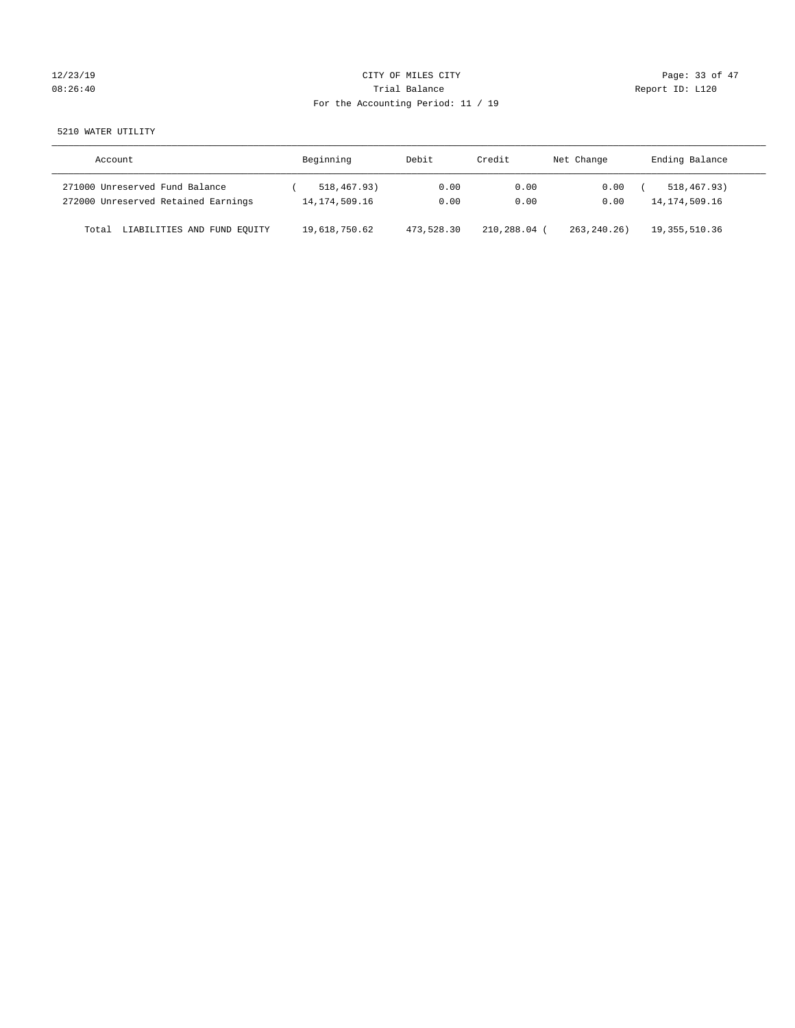CITY OF MILES CITY

Trial Balance

For the Accounting Period: 11 / 19

5210 WATER UTILITY

| Account | Beginning | Debit | Credit | Net Change | Ending Balance |
|---|---|---|---|---|---|
| 271000 Unreserved Fund Balance | ( 518,467.93) | 0.00 | 0.00 | 0.00 | ( 518,467.93) |
| 272000 Unreserved Retained Earnings | 14,174,509.16 | 0.00 | 0.00 | 0.00 | 14,174,509.16 |
| Total LIABILITIES AND FUND EQUITY | 19,618,750.62 | 473,528.30 | 210,288.04 | ( 263,240.26) | 19,355,510.36 |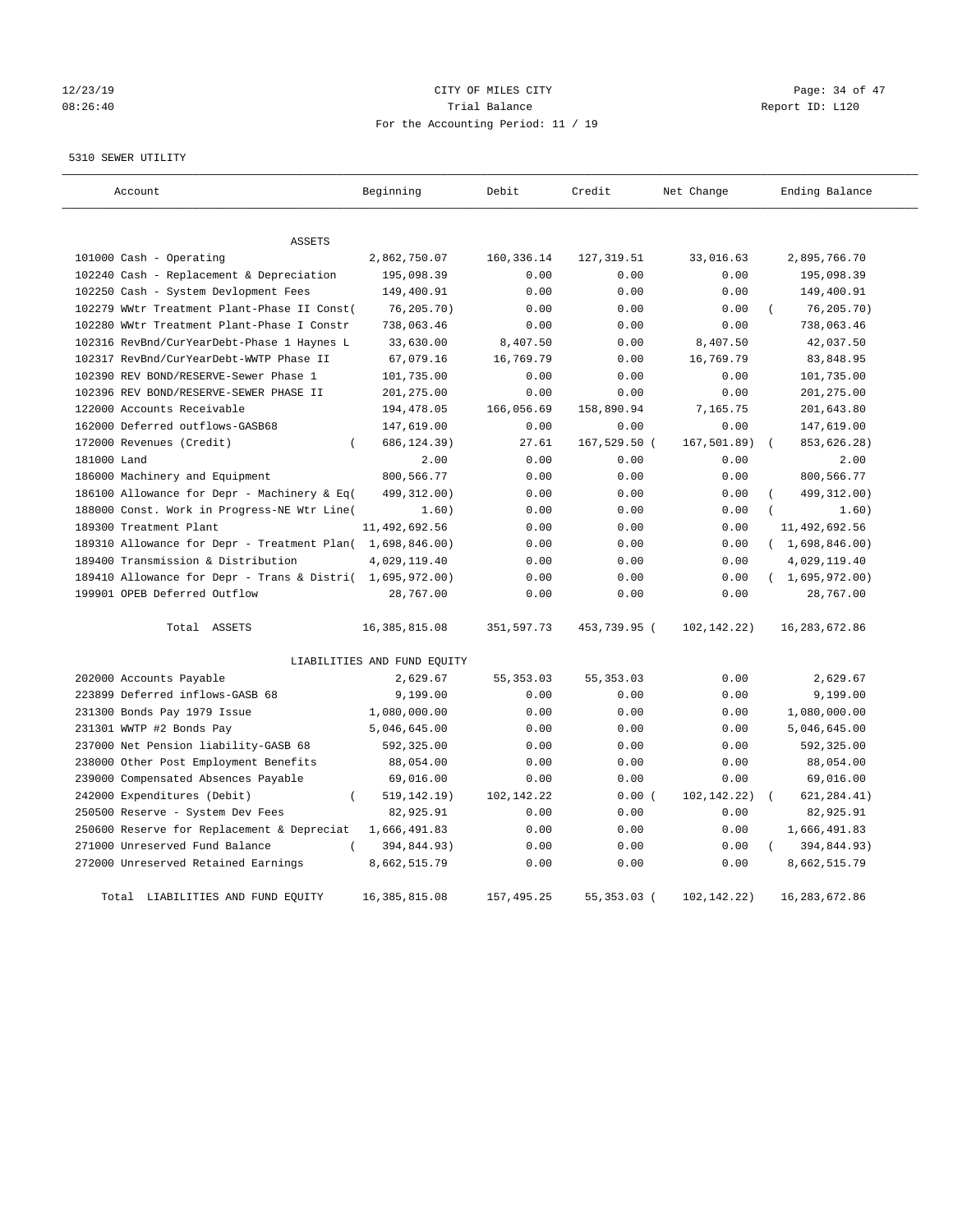CITY OF MILES CITY
Trial Balance
For the Accounting Period: 11 / 19

12/23/19 08:26:40 — Report ID: L120

5310 SEWER UTILITY

| Account | Beginning | Debit | Credit | Net Change | Ending Balance |
|---|---|---|---|---|---|
| **ASSETS** | | | | | |
| 101000 Cash - Operating | 2,862,750.07 | 160,336.14 | 127,319.51 | 33,016.63 | 2,895,766.70 |
| 102240 Cash - Replacement & Depreciation | 195,098.39 | 0.00 | 0.00 | 0.00 | 195,098.39 |
| 102250 Cash - System Devlopment Fees | 149,400.91 | 0.00 | 0.00 | 0.00 | 149,400.91 |
| 102279 WWtr Treatment Plant-Phase II Const( | 76,205.70) | 0.00 | 0.00 | 0.00 | ( 76,205.70) |
| 102280 WWtr Treatment Plant-Phase I Constr | 738,063.46 | 0.00 | 0.00 | 0.00 | 738,063.46 |
| 102316 RevBnd/CurYearDebt-Phase 1 Haynes L | 33,630.00 | 8,407.50 | 0.00 | 8,407.50 | 42,037.50 |
| 102317 RevBnd/CurYearDebt-WWTP Phase II | 67,079.16 | 16,769.79 | 0.00 | 16,769.79 | 83,848.95 |
| 102390 REV BOND/RESERVE-Sewer Phase 1 | 101,735.00 | 0.00 | 0.00 | 0.00 | 101,735.00 |
| 102396 REV BOND/RESERVE-SEWER PHASE II | 201,275.00 | 0.00 | 0.00 | 0.00 | 201,275.00 |
| 122000 Accounts Receivable | 194,478.05 | 166,056.69 | 158,890.94 | 7,165.75 | 201,643.80 |
| 162000 Deferred outflows-GASB68 | 147,619.00 | 0.00 | 0.00 | 0.00 | 147,619.00 |
| 172000 Revenues (Credit) | ( 686,124.39) | 27.61 | 167,529.50 ( | 167,501.89) | ( 853,626.28) |
| 181000 Land | 2.00 | 0.00 | 0.00 | 0.00 | 2.00 |
| 186000 Machinery and Equipment | 800,566.77 | 0.00 | 0.00 | 0.00 | 800,566.77 |
| 186100 Allowance for Depr - Machinery & Eq( | 499,312.00) | 0.00 | 0.00 | 0.00 | ( 499,312.00) |
| 188000 Const. Work in Progress-NE Wtr Line( | 1.60) | 0.00 | 0.00 | 0.00 | ( 1.60) |
| 189300 Treatment Plant | 11,492,692.56 | 0.00 | 0.00 | 0.00 | 11,492,692.56 |
| 189310 Allowance for Depr - Treatment Plan( | 1,698,846.00) | 0.00 | 0.00 | 0.00 | ( 1,698,846.00) |
| 189400 Transmission & Distribution | 4,029,119.40 | 0.00 | 0.00 | 0.00 | 4,029,119.40 |
| 189410 Allowance for Depr - Trans & Distri( | 1,695,972.00) | 0.00 | 0.00 | 0.00 | ( 1,695,972.00) |
| 199901 OPEB Deferred Outflow | 28,767.00 | 0.00 | 0.00 | 0.00 | 28,767.00 |
| Total ASSETS | 16,385,815.08 | 351,597.73 | 453,739.95 ( | 102,142.22) | 16,283,672.86 |
| **LIABILITIES AND FUND EQUITY** | | | | | |
| 202000 Accounts Payable | 2,629.67 | 55,353.03 | 55,353.03 | 0.00 | 2,629.67 |
| 223899 Deferred inflows-GASB 68 | 9,199.00 | 0.00 | 0.00 | 0.00 | 9,199.00 |
| 231300 Bonds Pay 1979 Issue | 1,080,000.00 | 0.00 | 0.00 | 0.00 | 1,080,000.00 |
| 231301 WWTP #2 Bonds Pay | 5,046,645.00 | 0.00 | 0.00 | 0.00 | 5,046,645.00 |
| 237000 Net Pension liability-GASB 68 | 592,325.00 | 0.00 | 0.00 | 0.00 | 592,325.00 |
| 238000 Other Post Employment Benefits | 88,054.00 | 0.00 | 0.00 | 0.00 | 88,054.00 |
| 239000 Compensated Absences Payable | 69,016.00 | 0.00 | 0.00 | 0.00 | 69,016.00 |
| 242000 Expenditures (Debit) | ( 519,142.19) | 102,142.22 | 0.00 ( | 102,142.22) | ( 621,284.41) |
| 250500 Reserve - System Dev Fees | 82,925.91 | 0.00 | 0.00 | 0.00 | 82,925.91 |
| 250600 Reserve for Replacement & Depreciat | 1,666,491.83 | 0.00 | 0.00 | 0.00 | 1,666,491.83 |
| 271000 Unreserved Fund Balance | ( 394,844.93) | 0.00 | 0.00 | 0.00 | ( 394,844.93) |
| 272000 Unreserved Retained Earnings | 8,662,515.79 | 0.00 | 0.00 | 0.00 | 8,662,515.79 |
| Total LIABILITIES AND FUND EQUITY | 16,385,815.08 | 157,495.25 | 55,353.03 ( | 102,142.22) | 16,283,672.86 |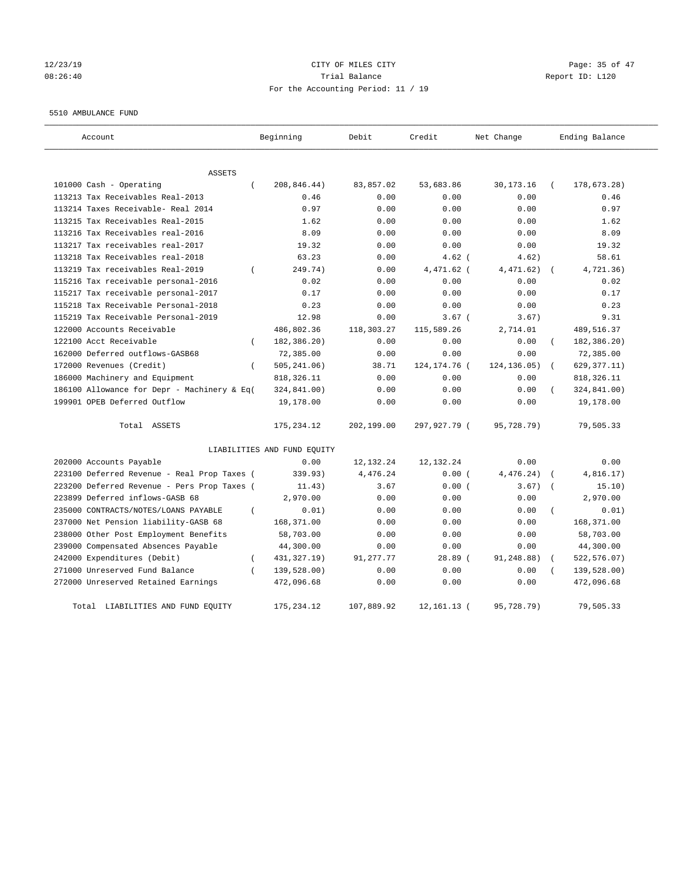12/23/19 CITY OF MILES CITY
08:26:40 Trial Balance Report ID: L120
For the Accounting Period: 11 / 19

5510 AMBULANCE FUND

| Account | Beginning | Debit | Credit | Net Change | Ending Balance |
|---|---|---|---|---|---|
| ASSETS | | | | | |
| 101000 Cash - Operating | ( 208,846.44) | 83,857.02 | 53,683.86 | 30,173.16 | ( 178,673.28) |
| 113213 Tax Receivables Real-2013 | 0.46 | 0.00 | 0.00 | 0.00 | 0.46 |
| 113214 Taxes Receivable- Real 2014 | 0.97 | 0.00 | 0.00 | 0.00 | 0.97 |
| 113215 Tax Receivables Real-2015 | 1.62 | 0.00 | 0.00 | 0.00 | 1.62 |
| 113216 Tax Receivables real-2016 | 8.09 | 0.00 | 0.00 | 0.00 | 8.09 |
| 113217 Tax receivables real-2017 | 19.32 | 0.00 | 0.00 | 0.00 | 19.32 |
| 113218 Tax Receivables real-2018 | 63.23 | 0.00 | 4.62 | ( 4.62) | 58.61 |
| 113219 Tax receivables Real-2019 | ( 249.74) | 0.00 | 4,471.62 | ( 4,471.62) | ( 4,721.36) |
| 115216 Tax receivable personal-2016 | 0.02 | 0.00 | 0.00 | 0.00 | 0.02 |
| 115217 Tax receivable personal-2017 | 0.17 | 0.00 | 0.00 | 0.00 | 0.17 |
| 115218 Tax Receivable Personal-2018 | 0.23 | 0.00 | 0.00 | 0.00 | 0.23 |
| 115219 Tax Receivable Personal-2019 | 12.98 | 0.00 | 3.67 | ( 3.67) | 9.31 |
| 122000 Accounts Receivable | 486,802.36 | 118,303.27 | 115,589.26 | 2,714.01 | 489,516.37 |
| 122100 Acct Receivable | ( 182,386.20) | 0.00 | 0.00 | 0.00 | ( 182,386.20) |
| 162000 Deferred outflows-GASB68 | 72,385.00 | 0.00 | 0.00 | 0.00 | 72,385.00 |
| 172000 Revenues (Credit) | ( 505,241.06) | 38.71 | 124,174.76 | ( 124,136.05) | ( 629,377.11) |
| 186000 Machinery and Equipment | 818,326.11 | 0.00 | 0.00 | 0.00 | 818,326.11 |
| 186100 Allowance for Depr - Machinery & Eq | ( 324,841.00) | 0.00 | 0.00 | 0.00 | ( 324,841.00) |
| 199901 OPEB Deferred Outflow | 19,178.00 | 0.00 | 0.00 | 0.00 | 19,178.00 |
| Total ASSETS | 175,234.12 | 202,199.00 | 297,927.79 | ( 95,728.79) | 79,505.33 |
| LIABILITIES AND FUND EQUITY | | | | | |
| 202000 Accounts Payable | 0.00 | 12,132.24 | 12,132.24 | 0.00 | 0.00 |
| 223100 Deferred Revenue - Real Prop Taxes | ( 339.93) | 4,476.24 | 0.00 | ( 4,476.24) | ( 4,816.17) |
| 223200 Deferred Revenue - Pers Prop Taxes | ( 11.43) | 3.67 | 0.00 | ( 3.67) | ( 15.10) |
| 223899 Deferred inflows-GASB 68 | 2,970.00 | 0.00 | 0.00 | 0.00 | 2,970.00 |
| 235000 CONTRACTS/NOTES/LOANS PAYABLE | ( 0.01) | 0.00 | 0.00 | 0.00 | ( 0.01) |
| 237000 Net Pension liability-GASB 68 | 168,371.00 | 0.00 | 0.00 | 0.00 | 168,371.00 |
| 238000 Other Post Employment Benefits | 58,703.00 | 0.00 | 0.00 | 0.00 | 58,703.00 |
| 239000 Compensated Absences Payable | 44,300.00 | 0.00 | 0.00 | 0.00 | 44,300.00 |
| 242000 Expenditures (Debit) | ( 431,327.19) | 91,277.77 | 28.89 | ( 91,248.88) | ( 522,576.07) |
| 271000 Unreserved Fund Balance | ( 139,528.00) | 0.00 | 0.00 | 0.00 | ( 139,528.00) |
| 272000 Unreserved Retained Earnings | 472,096.68 | 0.00 | 0.00 | 0.00 | 472,096.68 |
| Total LIABILITIES AND FUND EQUITY | 175,234.12 | 107,889.92 | 12,161.13 | ( 95,728.79) | 79,505.33 |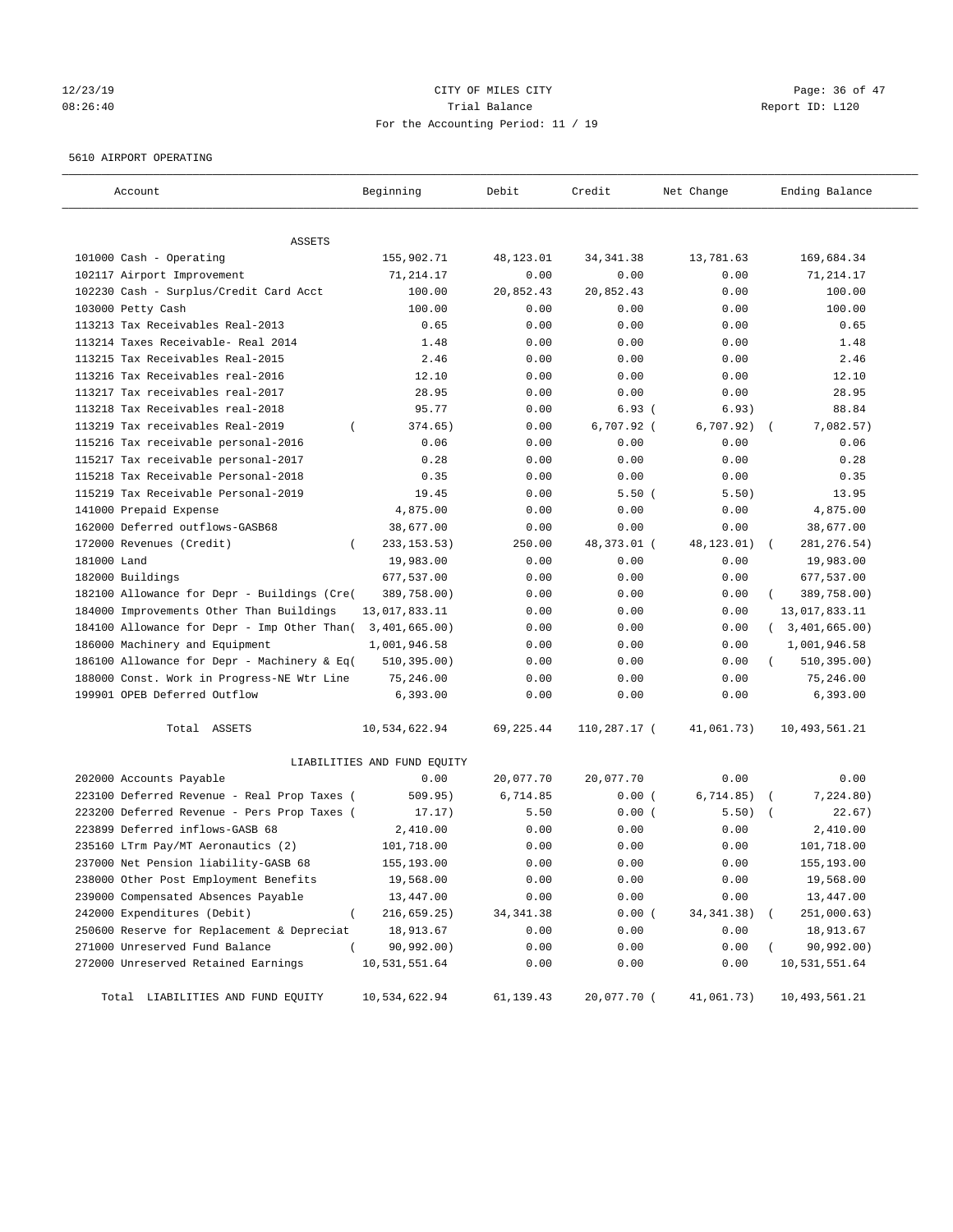CITY OF MILES CITY

Trial Balance

For the Accounting Period: 11 / 19

12/23/19 08:26:40 — Report ID: L120

5610 AIRPORT OPERATING

| Account | Beginning | Debit | Credit | Net Change | Ending Balance |
|---|---|---|---|---|---|
| **ASSETS** | | | | | |
| 101000 Cash - Operating | 155,902.71 | 48,123.01 | 34,341.38 | 13,781.63 | 169,684.34 |
| 102117 Airport Improvement | 71,214.17 | 0.00 | 0.00 | 0.00 | 71,214.17 |
| 102230 Cash - Surplus/Credit Card Acct | 100.00 | 20,852.43 | 20,852.43 | 0.00 | 100.00 |
| 103000 Petty Cash | 100.00 | 0.00 | 0.00 | 0.00 | 100.00 |
| 113213 Tax Receivables Real-2013 | 0.65 | 0.00 | 0.00 | 0.00 | 0.65 |
| 113214 Taxes Receivable- Real 2014 | 1.48 | 0.00 | 0.00 | 0.00 | 1.48 |
| 113215 Tax Receivables Real-2015 | 2.46 | 0.00 | 0.00 | 0.00 | 2.46 |
| 113216 Tax Receivables real-2016 | 12.10 | 0.00 | 0.00 | 0.00 | 12.10 |
| 113217 Tax receivables real-2017 | 28.95 | 0.00 | 0.00 | 0.00 | 28.95 |
| 113218 Tax Receivables real-2018 | 95.77 | 0.00 | 6.93 | ( 6.93) | 88.84 |
| 113219 Tax receivables Real-2019 | ( 374.65) | 0.00 | 6,707.92 | ( 6,707.92) | ( 7,082.57) |
| 115216 Tax receivable personal-2016 | 0.06 | 0.00 | 0.00 | 0.00 | 0.06 |
| 115217 Tax receivable personal-2017 | 0.28 | 0.00 | 0.00 | 0.00 | 0.28 |
| 115218 Tax Receivable Personal-2018 | 0.35 | 0.00 | 0.00 | 0.00 | 0.35 |
| 115219 Tax Receivable Personal-2019 | 19.45 | 0.00 | 5.50 | ( 5.50) | 13.95 |
| 141000 Prepaid Expense | 4,875.00 | 0.00 | 0.00 | 0.00 | 4,875.00 |
| 162000 Deferred outflows-GASB68 | 38,677.00 | 0.00 | 0.00 | 0.00 | 38,677.00 |
| 172000 Revenues (Credit) | ( 233,153.53) | 250.00 | 48,373.01 | ( 48,123.01) | ( 281,276.54) |
| 181000 Land | 19,983.00 | 0.00 | 0.00 | 0.00 | 19,983.00 |
| 182000 Buildings | 677,537.00 | 0.00 | 0.00 | 0.00 | 677,537.00 |
| 182100 Allowance for Depr - Buildings (Cre( | 389,758.00) | 0.00 | 0.00 | 0.00 | ( 389,758.00) |
| 184000 Improvements Other Than Buildings | 13,017,833.11 | 0.00 | 0.00 | 0.00 | 13,017,833.11 |
| 184100 Allowance for Depr - Imp Other Than( | 3,401,665.00) | 0.00 | 0.00 | 0.00 | ( 3,401,665.00) |
| 186000 Machinery and Equipment | 1,001,946.58 | 0.00 | 0.00 | 0.00 | 1,001,946.58 |
| 186100 Allowance for Depr - Machinery & Eq( | 510,395.00) | 0.00 | 0.00 | 0.00 | ( 510,395.00) |
| 188000 Const. Work in Progress-NE Wtr Line | 75,246.00 | 0.00 | 0.00 | 0.00 | 75,246.00 |
| 199901 OPEB Deferred Outflow | 6,393.00 | 0.00 | 0.00 | 0.00 | 6,393.00 |
| Total ASSETS | 10,534,622.94 | 69,225.44 | 110,287.17 | ( 41,061.73) | 10,493,561.21 |
| **LIABILITIES AND FUND EQUITY** | | | | | |
| 202000 Accounts Payable | 0.00 | 20,077.70 | 20,077.70 | 0.00 | 0.00 |
| 223100 Deferred Revenue - Real Prop Taxes ( | 509.95) | 6,714.85 | 0.00 | ( 6,714.85) | ( 7,224.80) |
| 223200 Deferred Revenue - Pers Prop Taxes ( | 17.17) | 5.50 | 0.00 | ( 5.50) | ( 22.67) |
| 223899 Deferred inflows-GASB 68 | 2,410.00 | 0.00 | 0.00 | 0.00 | 2,410.00 |
| 235160 LTrm Pay/MT Aeronautics (2) | 101,718.00 | 0.00 | 0.00 | 0.00 | 101,718.00 |
| 237000 Net Pension liability-GASB 68 | 155,193.00 | 0.00 | 0.00 | 0.00 | 155,193.00 |
| 238000 Other Post Employment Benefits | 19,568.00 | 0.00 | 0.00 | 0.00 | 19,568.00 |
| 239000 Compensated Absences Payable | 13,447.00 | 0.00 | 0.00 | 0.00 | 13,447.00 |
| 242000 Expenditures (Debit) | ( 216,659.25) | 34,341.38 | 0.00 | ( 34,341.38) | ( 251,000.63) |
| 250600 Reserve for Replacement & Depreciat | 18,913.67 | 0.00 | 0.00 | 0.00 | 18,913.67 |
| 271000 Unreserved Fund Balance | ( 90,992.00) | 0.00 | 0.00 | 0.00 | ( 90,992.00) |
| 272000 Unreserved Retained Earnings | 10,531,551.64 | 0.00 | 0.00 | 0.00 | 10,531,551.64 |
| Total LIABILITIES AND FUND EQUITY | 10,534,622.94 | 61,139.43 | 20,077.70 | ( 41,061.73) | 10,493,561.21 |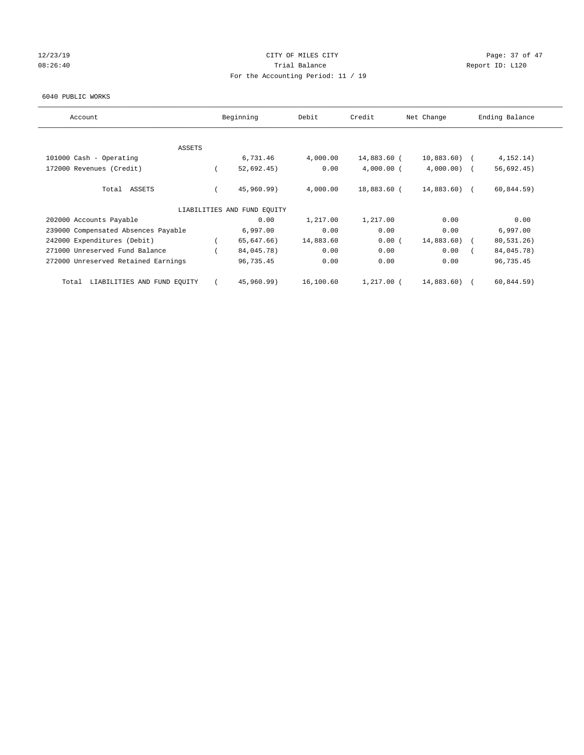CITY OF MILES CITY
Trial Balance
For the Accounting Period: 11 / 19

12/23/19
08:26:40

Report ID: L120

6040 PUBLIC WORKS

| Account | Beginning | Debit | Credit | Net Change | Ending Balance |
|---|---|---|---|---|---|
| ASSETS | | | | | |
| 101000 Cash - Operating | 6,731.46 | 4,000.00 | 14,883.60 | (10,883.60) | (4,152.14) |
| 172000 Revenues (Credit) | (52,692.45) | 0.00 | 4,000.00 | (4,000.00) | (56,692.45) |
| Total ASSETS | (45,960.99) | 4,000.00 | 18,883.60 | (14,883.60) | (60,844.59) |
| LIABILITIES AND FUND EQUITY | | | | | |
| 202000 Accounts Payable | 0.00 | 1,217.00 | 1,217.00 | 0.00 | 0.00 |
| 239000 Compensated Absences Payable | 6,997.00 | 0.00 | 0.00 | 0.00 | 6,997.00 |
| 242000 Expenditures (Debit) | (65,647.66) | 14,883.60 | 0.00 | (14,883.60) | (80,531.26) |
| 271000 Unreserved Fund Balance | (84,045.78) | 0.00 | 0.00 | 0.00 | (84,045.78) |
| 272000 Unreserved Retained Earnings | 96,735.45 | 0.00 | 0.00 | 0.00 | 96,735.45 |
| Total LIABILITIES AND FUND EQUITY | (45,960.99) | 16,100.60 | 1,217.00 | (14,883.60) | (60,844.59) |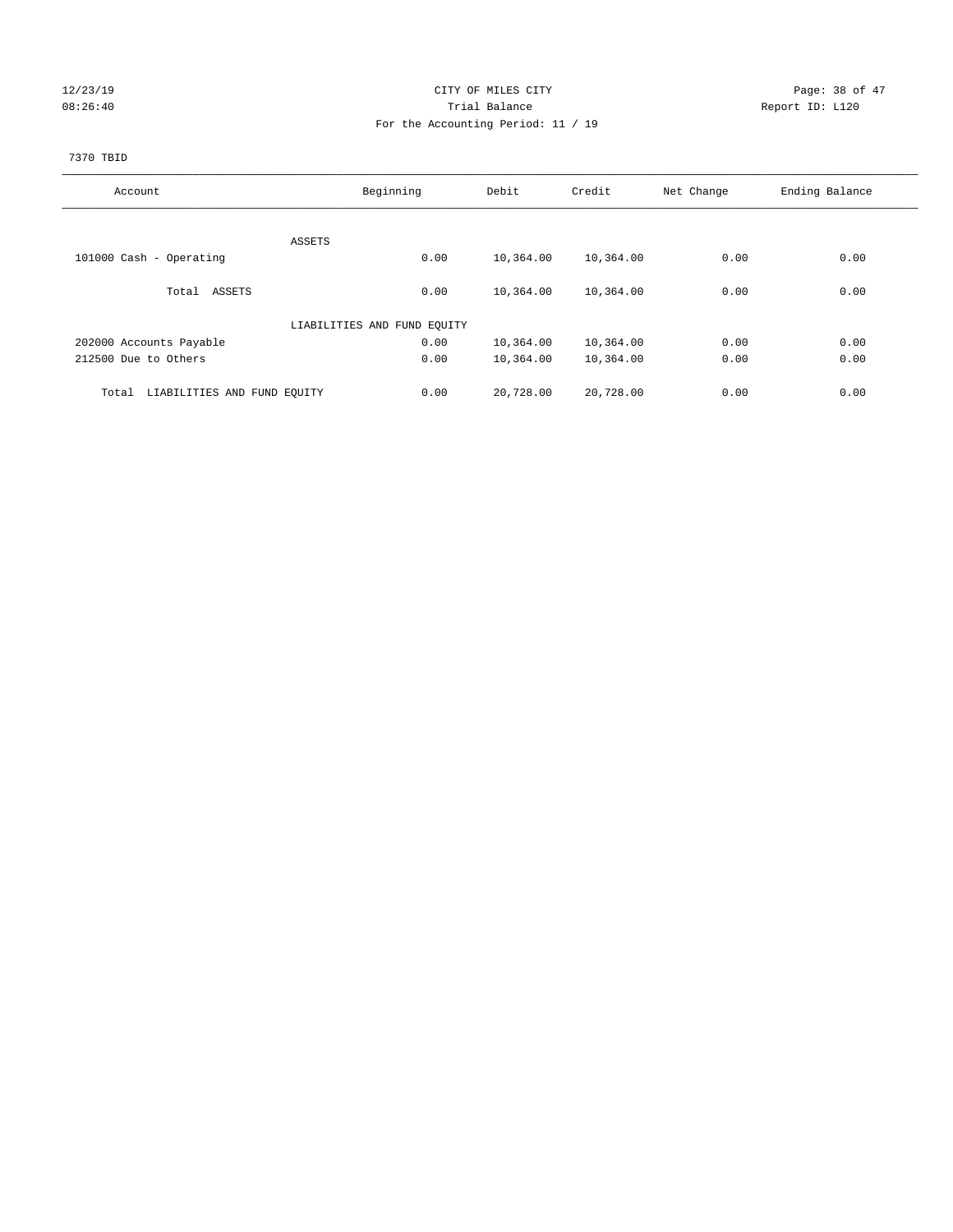CITY OF MILES CITY

Trial Balance

For the Accounting Period: 11 / 19

12/23/19 08:26:40 — Report ID: L120

7370 TBID

| Account | Beginning | Debit | Credit | Net Change | Ending Balance |
|---|---|---|---|---|---|
| ASSETS | | | | | |
| 101000 Cash - Operating | 0.00 | 10,364.00 | 10,364.00 | 0.00 | 0.00 |
| Total ASSETS | 0.00 | 10,364.00 | 10,364.00 | 0.00 | 0.00 |
| LIABILITIES AND FUND EQUITY | | | | | |
| 202000 Accounts Payable | 0.00 | 10,364.00 | 10,364.00 | 0.00 | 0.00 |
| 212500 Due to Others | 0.00 | 10,364.00 | 10,364.00 | 0.00 | 0.00 |
| Total LIABILITIES AND FUND EQUITY | 0.00 | 20,728.00 | 20,728.00 | 0.00 | 0.00 |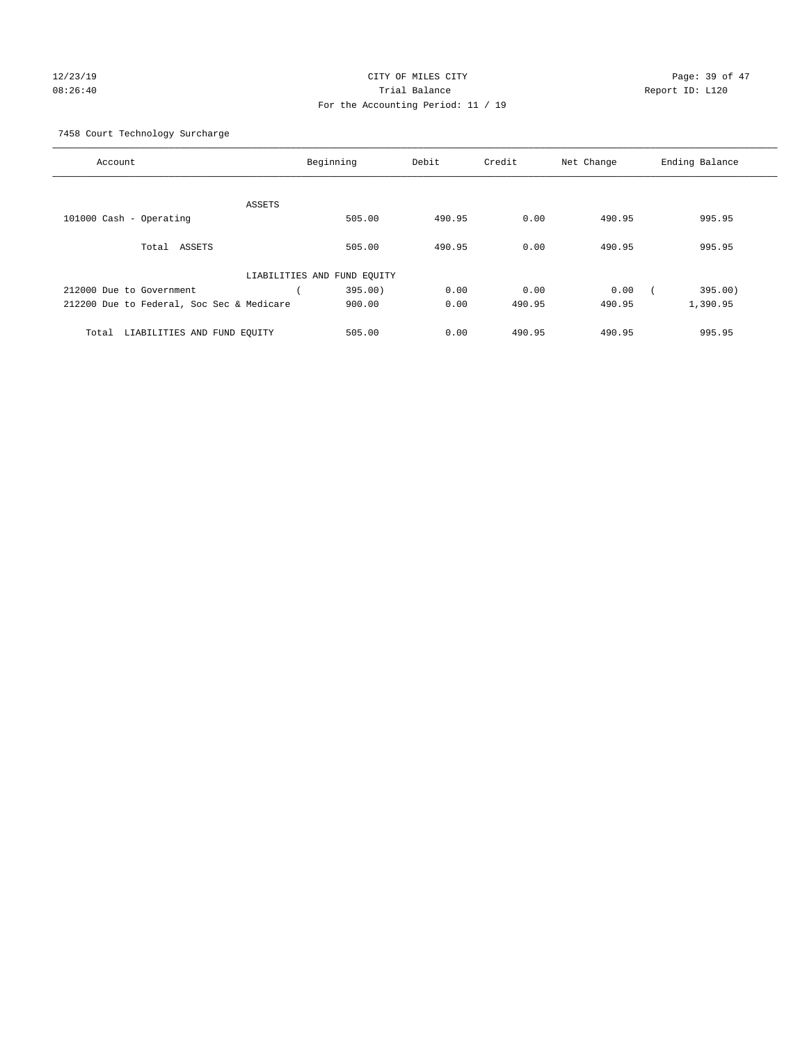CITY OF MILES CITY
Trial Balance
For the Accounting Period: 11 / 19

12/23/19
08:26:40

Report ID: L120

7458 Court Technology Surcharge

| Account | Beginning | Debit | Credit | Net Change | Ending Balance |
|---|---|---|---|---|---|
| ASSETS | | | | | |
| 101000 Cash - Operating | 505.00 | 490.95 | 0.00 | 490.95 | 995.95 |
| Total ASSETS | 505.00 | 490.95 | 0.00 | 490.95 | 995.95 |
| LIABILITIES AND FUND EQUITY | | | | | |
| 212000 Due to Government | ( 395.00) | 0.00 | 0.00 | 0.00 | ( 395.00) |
| 212200 Due to Federal, Soc Sec & Medicare | 900.00 | 0.00 | 490.95 | 490.95 | 1,390.95 |
| Total LIABILITIES AND FUND EQUITY | 505.00 | 0.00 | 490.95 | 490.95 | 995.95 |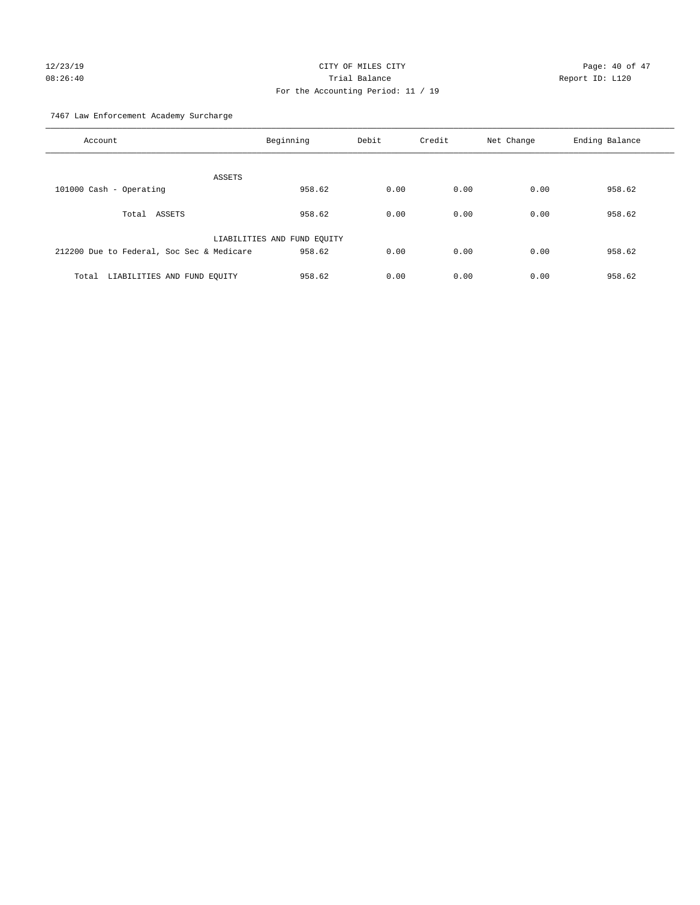CITY OF MILES CITY
Trial Balance
For the Accounting Period: 11 / 19

12/23/19
08:26:40

Report ID: L120

7467 Law Enforcement Academy Surcharge

| Account | Beginning | Debit | Credit | Net Change | Ending Balance |
|---|---|---|---|---|---|
| ASSETS | | | | | |
| 101000 Cash - Operating | 958.62 | 0.00 | 0.00 | 0.00 | 958.62 |
| Total ASSETS | 958.62 | 0.00 | 0.00 | 0.00 | 958.62 |
| LIABILITIES AND FUND EQUITY | | | | | |
| 212200 Due to Federal, Soc Sec & Medicare | 958.62 | 0.00 | 0.00 | 0.00 | 958.62 |
| Total LIABILITIES AND FUND EQUITY | 958.62 | 0.00 | 0.00 | 0.00 | 958.62 |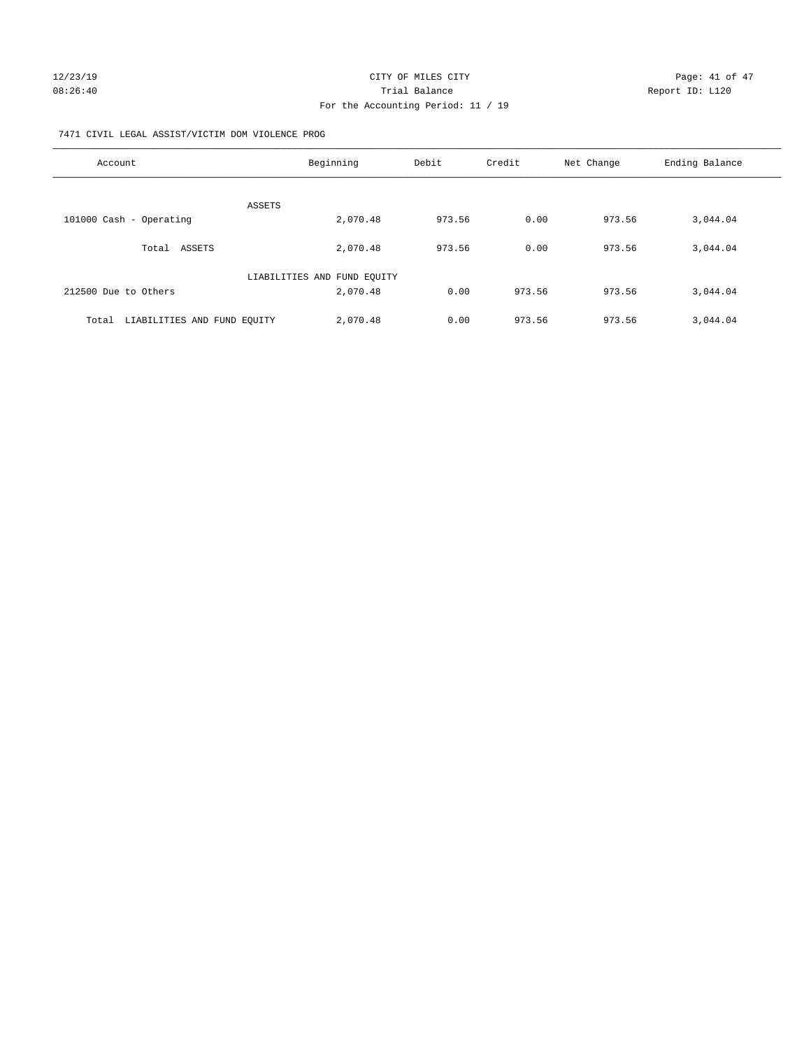CITY OF MILES CITY
Trial Balance
For the Accounting Period: 11 / 19

12/23/19 08:26:40 — Report ID: L120

7471 CIVIL LEGAL ASSIST/VICTIM DOM VIOLENCE PROG

| Account | Beginning | Debit | Credit | Net Change | Ending Balance |
|---|---|---|---|---|---|
| ASSETS | | | | | |
| 101000 Cash - Operating | 2,070.48 | 973.56 | 0.00 | 973.56 | 3,044.04 |
| Total ASSETS | 2,070.48 | 973.56 | 0.00 | 973.56 | 3,044.04 |
| LIABILITIES AND FUND EQUITY | | | | | |
| 212500 Due to Others | 2,070.48 | 0.00 | 973.56 | 973.56 | 3,044.04 |
| Total LIABILITIES AND FUND EQUITY | 2,070.48 | 0.00 | 973.56 | 973.56 | 3,044.04 |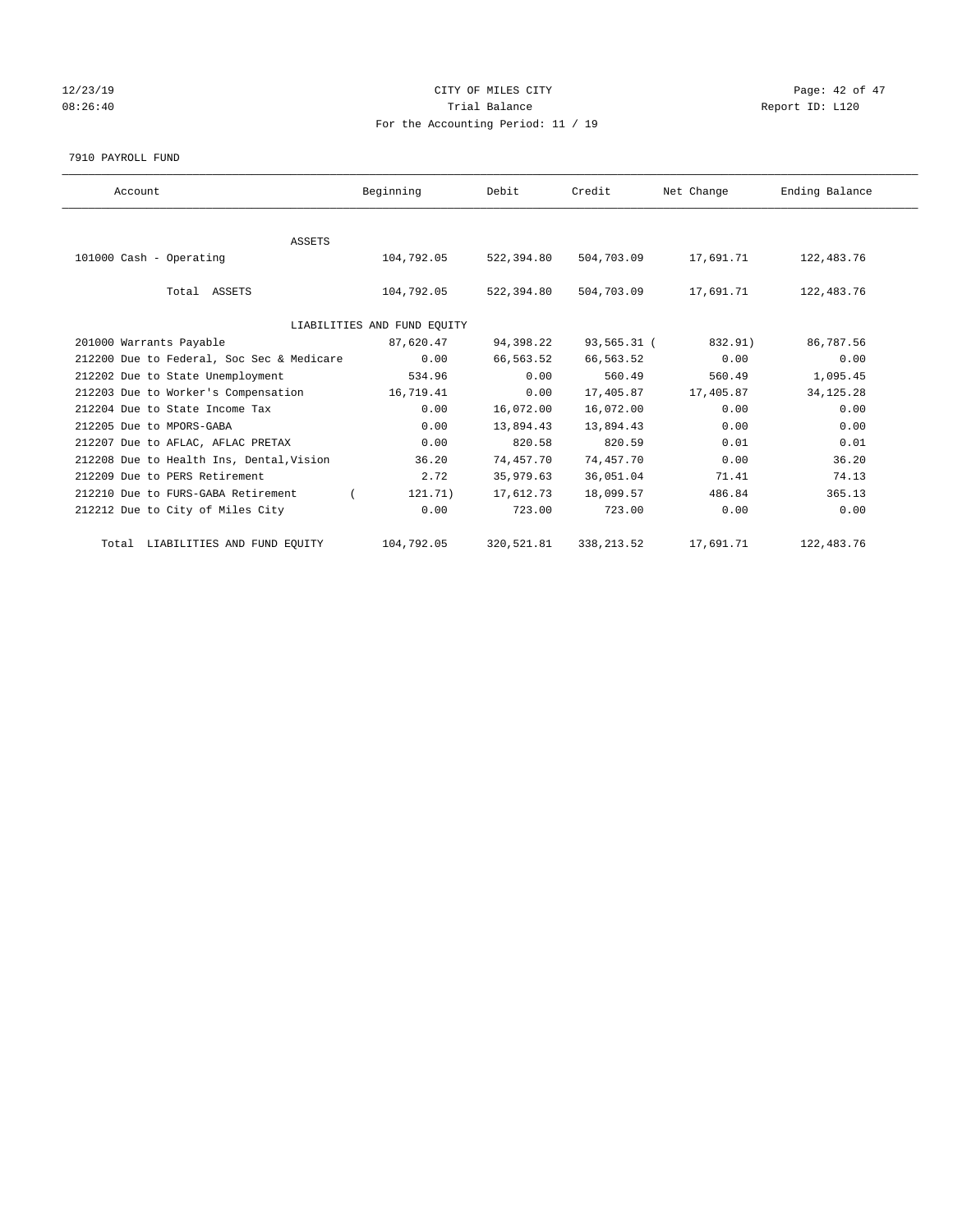CITY OF MILES CITY

Trial Balance

For the Accounting Period: 11 / 19

12/23/19 08:26:40 — Report ID: L120

7910 PAYROLL FUND

| Account | Beginning | Debit | Credit | Net Change | Ending Balance |
|---|---|---|---|---|---|
| ASSETS | | | | | |
| 101000 Cash - Operating | 104,792.05 | 522,394.80 | 504,703.09 | 17,691.71 | 122,483.76 |
| Total ASSETS | 104,792.05 | 522,394.80 | 504,703.09 | 17,691.71 | 122,483.76 |
| LIABILITIES AND FUND EQUITY | | | | | |
| 201000 Warrants Payable | 87,620.47 | 94,398.22 | 93,565.31 | ( 832.91) | 86,787.56 |
| 212200 Due to Federal, Soc Sec & Medicare | 0.00 | 66,563.52 | 66,563.52 | 0.00 | 0.00 |
| 212202 Due to State Unemployment | 534.96 | 0.00 | 560.49 | 560.49 | 1,095.45 |
| 212203 Due to Worker's Compensation | 16,719.41 | 0.00 | 17,405.87 | 17,405.87 | 34,125.28 |
| 212204 Due to State Income Tax | 0.00 | 16,072.00 | 16,072.00 | 0.00 | 0.00 |
| 212205 Due to MPORS-GABA | 0.00 | 13,894.43 | 13,894.43 | 0.00 | 0.00 |
| 212207 Due to AFLAC, AFLAC PRETAX | 0.00 | 820.58 | 820.59 | 0.01 | 0.01 |
| 212208 Due to Health Ins, Dental, Vision | 36.20 | 74,457.70 | 74,457.70 | 0.00 | 36.20 |
| 212209 Due to PERS Retirement | 2.72 | 35,979.63 | 36,051.04 | 71.41 | 74.13 |
| 212210 Due to FURS-GABA Retirement | ( 121.71) | 17,612.73 | 18,099.57 | 486.84 | 365.13 |
| 212212 Due to City of Miles City | 0.00 | 723.00 | 723.00 | 0.00 | 0.00 |
| Total LIABILITIES AND FUND EQUITY | 104,792.05 | 320,521.81 | 338,213.52 | 17,691.71 | 122,483.76 |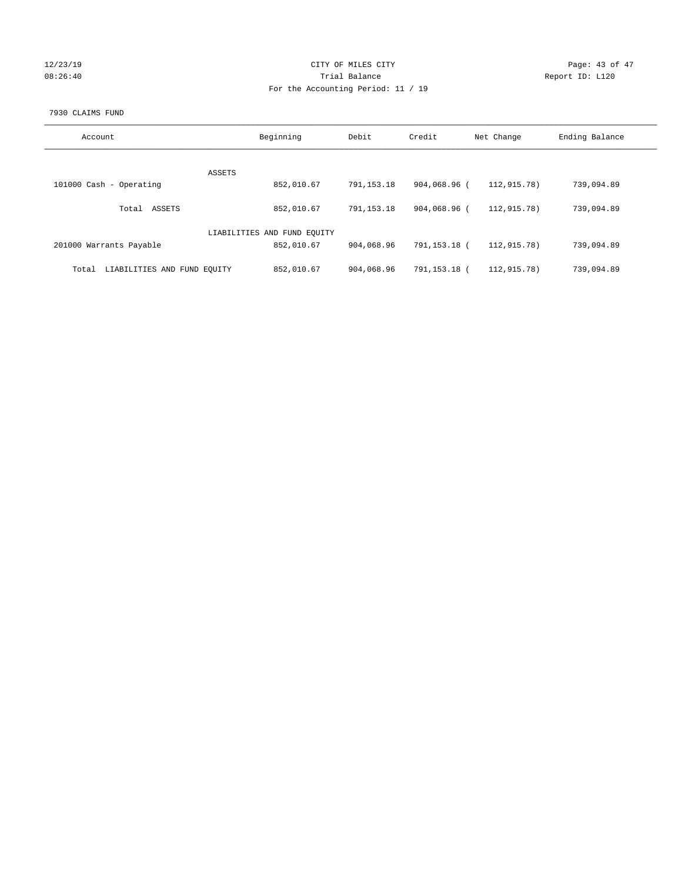CITY OF MILES CITY
Trial Balance
For the Accounting Period: 11 / 19

12/23/19
08:26:40

Report ID: L120

7930 CLAIMS FUND

| Account | Beginning | Debit | Credit | Net Change | Ending Balance |
|---|---|---|---|---|---|
| ASSETS | | | | | |
| 101000 Cash - Operating | 852,010.67 | 791,153.18 | 904,068.96 | (112,915.78) | 739,094.89 |
| Total ASSETS | 852,010.67 | 791,153.18 | 904,068.96 | (112,915.78) | 739,094.89 |
| LIABILITIES AND FUND EQUITY | | | | | |
| 201000 Warrants Payable | 852,010.67 | 904,068.96 | 791,153.18 | (112,915.78) | 739,094.89 |
| Total LIABILITIES AND FUND EQUITY | 852,010.67 | 904,068.96 | 791,153.18 | (112,915.78) | 739,094.89 |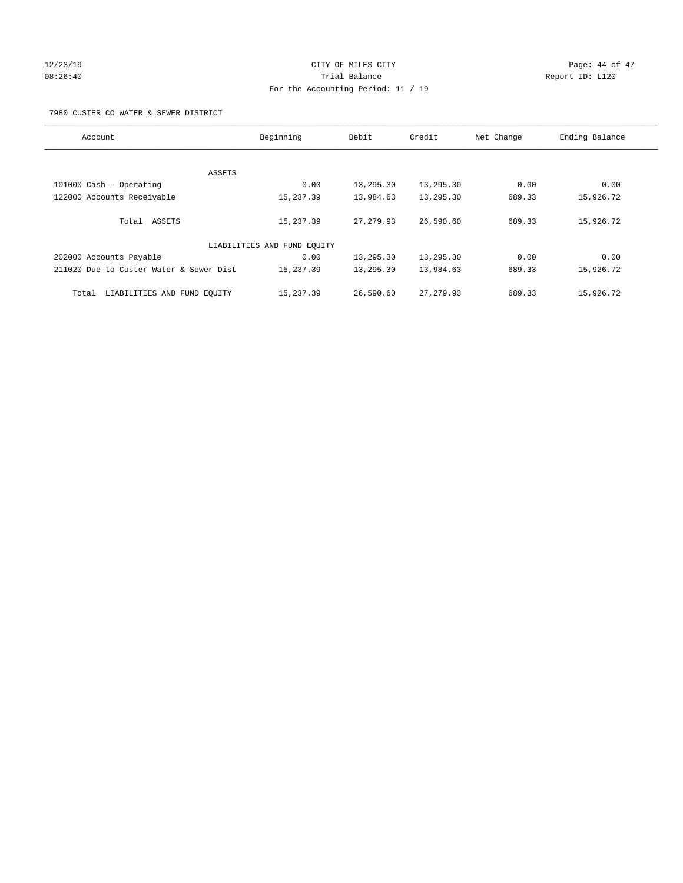CITY OF MILES CITY
Trial Balance
For the Accounting Period: 11 / 19

12/23/19
08:26:40

Report ID: L120

7980 CUSTER CO WATER & SEWER DISTRICT

| Account | Beginning | Debit | Credit | Net Change | Ending Balance |
|---|---|---|---|---|---|
| ASSETS | | | | | |
| 101000 Cash - Operating | 0.00 | 13,295.30 | 13,295.30 | 0.00 | 0.00 |
| 122000 Accounts Receivable | 15,237.39 | 13,984.63 | 13,295.30 | 689.33 | 15,926.72 |
| Total ASSETS | 15,237.39 | 27,279.93 | 26,590.60 | 689.33 | 15,926.72 |
| LIABILITIES AND FUND EQUITY | | | | | |
| 202000 Accounts Payable | 0.00 | 13,295.30 | 13,295.30 | 0.00 | 0.00 |
| 211020 Due to Custer Water & Sewer Dist | 15,237.39 | 13,295.30 | 13,984.63 | 689.33 | 15,926.72 |
| Total LIABILITIES AND FUND EQUITY | 15,237.39 | 26,590.60 | 27,279.93 | 689.33 | 15,926.72 |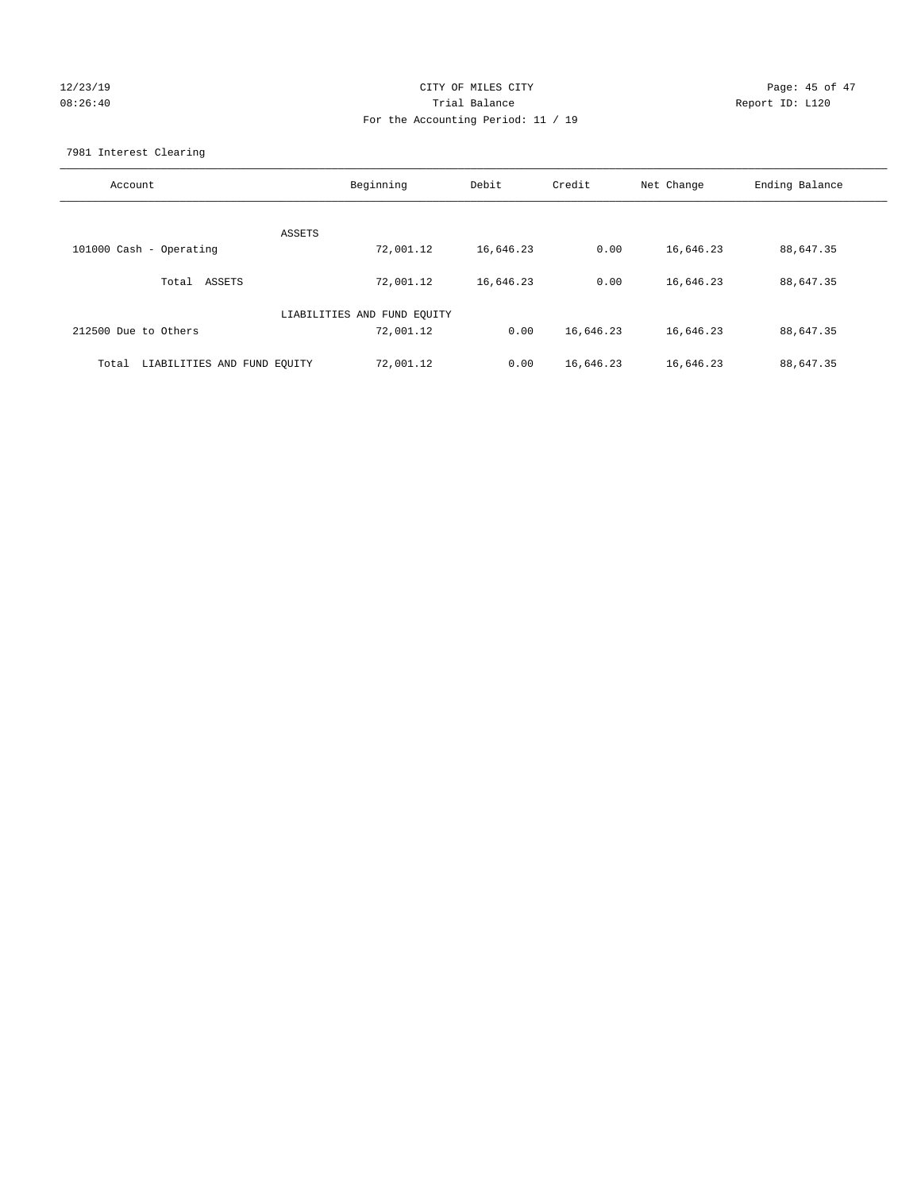CITY OF MILES CITY
Trial Balance
For the Accounting Period: 11 / 19

12/23/19
08:26:40

Report ID: L120

7981 Interest Clearing

| Account | Beginning | Debit | Credit | Net Change | Ending Balance |
|---|---|---|---|---|---|
| ASSETS | | | | | |
| 101000 Cash - Operating | 72,001.12 | 16,646.23 | 0.00 | 16,646.23 | 88,647.35 |
| Total ASSETS | 72,001.12 | 16,646.23 | 0.00 | 16,646.23 | 88,647.35 |
| LIABILITIES AND FUND EQUITY | | | | | |
| 212500 Due to Others | 72,001.12 | 0.00 | 16,646.23 | 16,646.23 | 88,647.35 |
| Total LIABILITIES AND FUND EQUITY | 72,001.12 | 0.00 | 16,646.23 | 16,646.23 | 88,647.35 |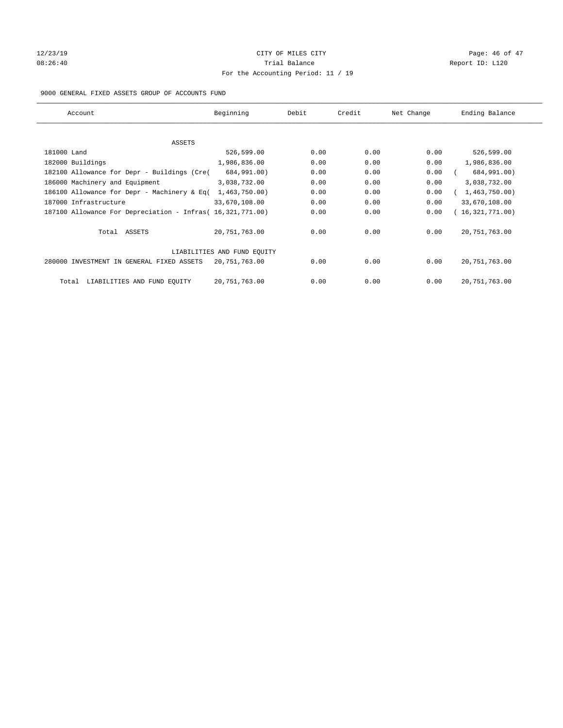CITY OF MILES CITY
Trial Balance
For the Accounting Period: 11 / 19

12/23/19
08:26:40

Report ID: L120

9000 GENERAL FIXED ASSETS GROUP OF ACCOUNTS FUND

| Account | Beginning | Debit | Credit | Net Change | Ending Balance |
|---|---|---|---|---|---|
| ASSETS | | | | | |
| 181000 Land | 526,599.00 | 0.00 | 0.00 | 0.00 | 526,599.00 |
| 182000 Buildings | 1,986,836.00 | 0.00 | 0.00 | 0.00 | 1,986,836.00 |
| 182100 Allowance for Depr - Buildings (Cre( | 684,991.00) | 0.00 | 0.00 | 0.00 | ( 684,991.00) |
| 186000 Machinery and Equipment | 3,038,732.00 | 0.00 | 0.00 | 0.00 | 3,038,732.00 |
| 186100 Allowance for Depr - Machinery & Eq( | 1,463,750.00) | 0.00 | 0.00 | 0.00 | ( 1,463,750.00) |
| 187000 Infrastructure | 33,670,108.00 | 0.00 | 0.00 | 0.00 | 33,670,108.00 |
| 187100 Allowance For Depreciation - Infras( | 16,321,771.00) | 0.00 | 0.00 | 0.00 | ( 16,321,771.00) |
| Total ASSETS | 20,751,763.00 | 0.00 | 0.00 | 0.00 | 20,751,763.00 |
| LIABILITIES AND FUND EQUITY | | | | | |
| 280000 INVESTMENT IN GENERAL FIXED ASSETS | 20,751,763.00 | 0.00 | 0.00 | 0.00 | 20,751,763.00 |
| Total LIABILITIES AND FUND EQUITY | 20,751,763.00 | 0.00 | 0.00 | 0.00 | 20,751,763.00 |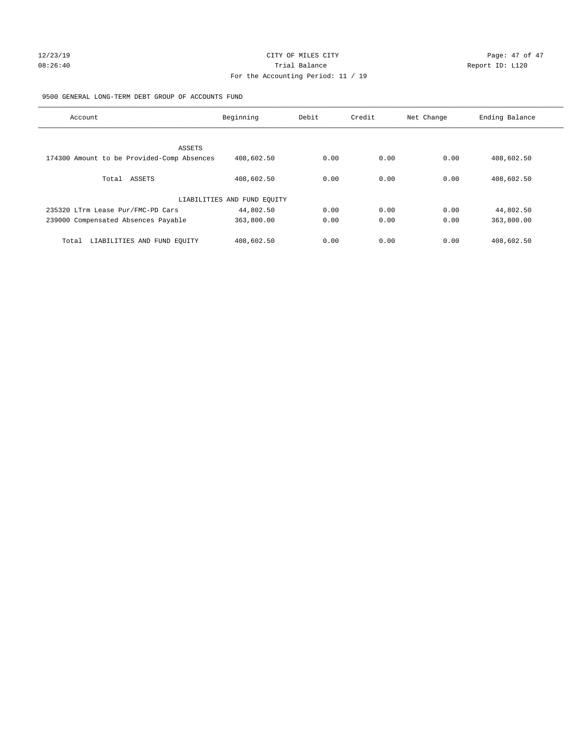CITY OF MILES CITY

Trial Balance

For the Accounting Period: 11 / 19

9500 GENERAL LONG-TERM DEBT GROUP OF ACCOUNTS FUND

| Account | Beginning | Debit | Credit | Net Change | Ending Balance |
|---|---|---|---|---|---|
| ASSETS | | | | | |
| 174300 Amount to be Provided-Comp Absences | 408,602.50 | 0.00 | 0.00 | 0.00 | 408,602.50 |
| Total ASSETS | 408,602.50 | 0.00 | 0.00 | 0.00 | 408,602.50 |
| LIABILITIES AND FUND EQUITY | | | | | |
| 235320 LTrm Lease Pur/FMC-PD Cars | 44,802.50 | 0.00 | 0.00 | 0.00 | 44,802.50 |
| 239000 Compensated Absences Payable | 363,800.00 | 0.00 | 0.00 | 0.00 | 363,800.00 |
| Total LIABILITIES AND FUND EQUITY | 408,602.50 | 0.00 | 0.00 | 0.00 | 408,602.50 |